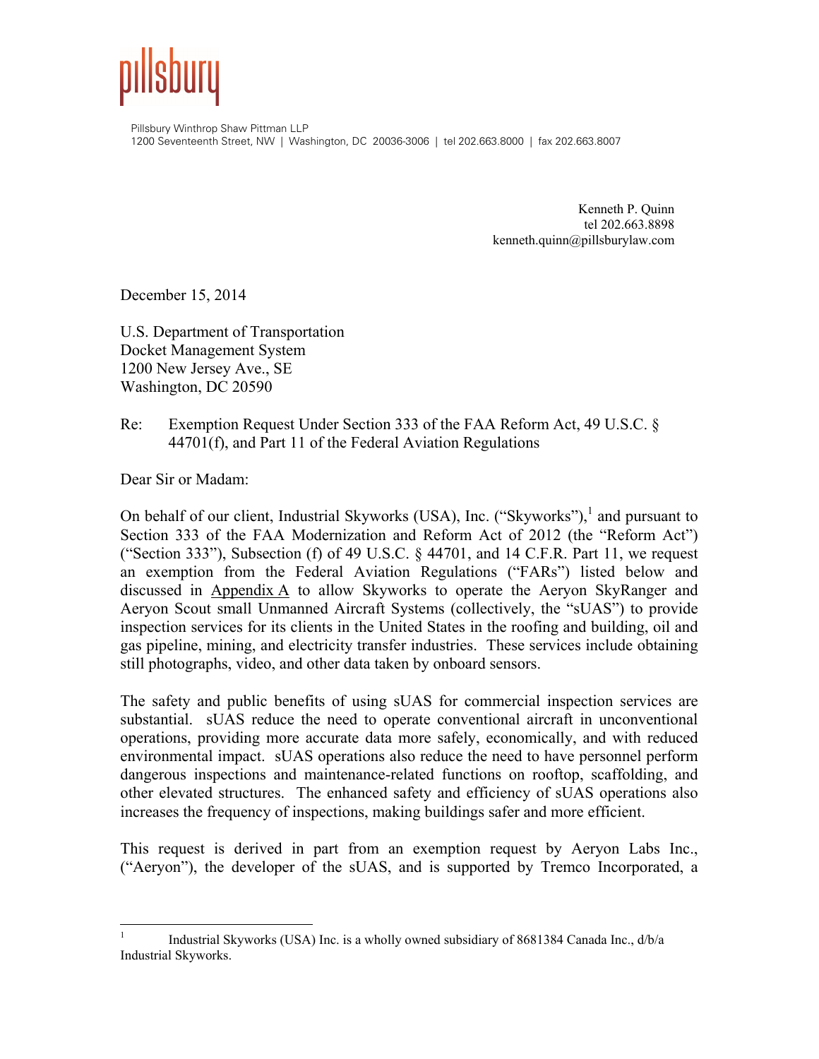pillsbury

Pillsbury Winthrop Shaw Pittman LLP
1200 Seventeenth Street, NW | Washington, DC 20036-3006 | tel 202.663.8000 | fax 202.663.8007

Kenneth P. Quinn
tel 202.663.8898
kenneth.quinn@pillsburylaw.com

December 15, 2014

U.S. Department of Transportation
Docket Management System
1200 New Jersey Ave., SE
Washington, DC 20590

Re: Exemption Request Under Section 333 of the FAA Reform Act, 49 U.S.C. § 44701(f), and Part 11 of the Federal Aviation Regulations

Dear Sir or Madam:

On behalf of our client, Industrial Skyworks (USA), Inc. ("Skyworks"),[1] and pursuant to Section 333 of the FAA Modernization and Reform Act of 2012 (the "Reform Act") ("Section 333"), Subsection (f) of 49 U.S.C. § 44701, and 14 C.F.R. Part 11, we request an exemption from the Federal Aviation Regulations ("FARs") listed below and discussed in Appendix A to allow Skyworks to operate the Aeryon SkyRanger and Aeryon Scout small Unmanned Aircraft Systems (collectively, the "sUAS") to provide inspection services for its clients in the United States in the roofing and building, oil and gas pipeline, mining, and electricity transfer industries. These services include obtaining still photographs, video, and other data taken by onboard sensors.

The safety and public benefits of using sUAS for commercial inspection services are substantial. sUAS reduce the need to operate conventional aircraft in unconventional operations, providing more accurate data more safely, economically, and with reduced environmental impact. sUAS operations also reduce the need to have personnel perform dangerous inspections and maintenance-related functions on rooftop, scaffolding, and other elevated structures. The enhanced safety and efficiency of sUAS operations also increases the frequency of inspections, making buildings safer and more efficient.

This request is derived in part from an exemption request by Aeryon Labs Inc., ("Aeryon"), the developer of the sUAS, and is supported by Tremco Incorporated, a

[1] Industrial Skyworks (USA) Inc. is a wholly owned subsidiary of 8681384 Canada Inc., d/b/a Industrial Skyworks.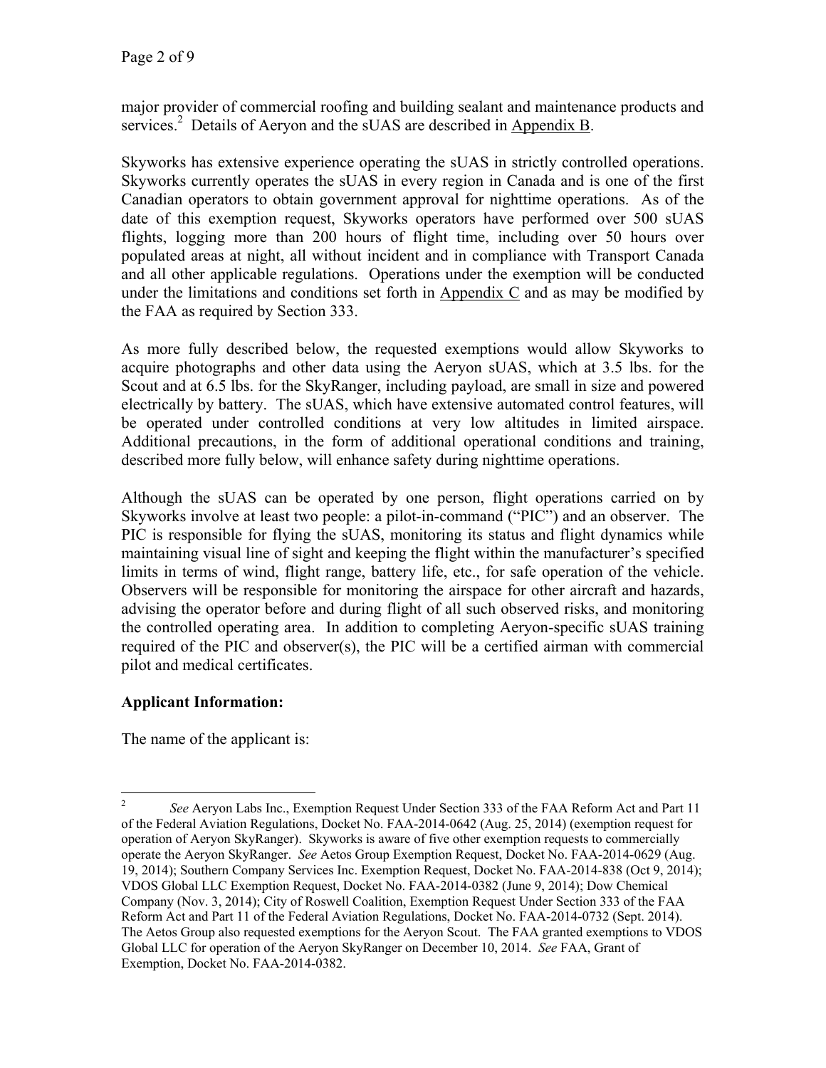major provider of commercial roofing and building sealant and maintenance products and services.[2] Details of Aeryon and the sUAS are described in Appendix B.

Skyworks has extensive experience operating the sUAS in strictly controlled operations. Skyworks currently operates the sUAS in every region in Canada and is one of the first Canadian operators to obtain government approval for nighttime operations. As of the date of this exemption request, Skyworks operators have performed over 500 sUAS flights, logging more than 200 hours of flight time, including over 50 hours over populated areas at night, all without incident and in compliance with Transport Canada and all other applicable regulations. Operations under the exemption will be conducted under the limitations and conditions set forth in Appendix C and as may be modified by the FAA as required by Section 333.

As more fully described below, the requested exemptions would allow Skyworks to acquire photographs and other data using the Aeryon sUAS, which at 3.5 lbs. for the Scout and at 6.5 lbs. for the SkyRanger, including payload, are small in size and powered electrically by battery. The sUAS, which have extensive automated control features, will be operated under controlled conditions at very low altitudes in limited airspace. Additional precautions, in the form of additional operational conditions and training, described more fully below, will enhance safety during nighttime operations.

Although the sUAS can be operated by one person, flight operations carried on by Skyworks involve at least two people: a pilot-in-command ("PIC") and an observer. The PIC is responsible for flying the sUAS, monitoring its status and flight dynamics while maintaining visual line of sight and keeping the flight within the manufacturer's specified limits in terms of wind, flight range, battery life, etc., for safe operation of the vehicle. Observers will be responsible for monitoring the airspace for other aircraft and hazards, advising the operator before and during flight of all such observed risks, and monitoring the controlled operating area. In addition to completing Aeryon-specific sUAS training required of the PIC and observer(s), the PIC will be a certified airman with commercial pilot and medical certificates.

**Applicant Information:**

The name of the applicant is:

---

[2] *See* Aeryon Labs Inc., Exemption Request Under Section 333 of the FAA Reform Act and Part 11 of the Federal Aviation Regulations, Docket No. FAA-2014-0642 (Aug. 25, 2014) (exemption request for operation of Aeryon SkyRanger). Skyworks is aware of five other exemption requests to commercially operate the Aeryon SkyRanger. *See* Aetos Group Exemption Request, Docket No. FAA-2014-0629 (Aug. 19, 2014); Southern Company Services Inc. Exemption Request, Docket No. FAA-2014-838 (Oct 9, 2014); VDOS Global LLC Exemption Request, Docket No. FAA-2014-0382 (June 9, 2014); Dow Chemical Company (Nov. 3, 2014); City of Roswell Coalition, Exemption Request Under Section 333 of the FAA Reform Act and Part 11 of the Federal Aviation Regulations, Docket No. FAA-2014-0732 (Sept. 2014). The Aetos Group also requested exemptions for the Aeryon Scout. The FAA granted exemptions to VDOS Global LLC for operation of the Aeryon SkyRanger on December 10, 2014. *See* FAA, Grant of Exemption, Docket No. FAA-2014-0382.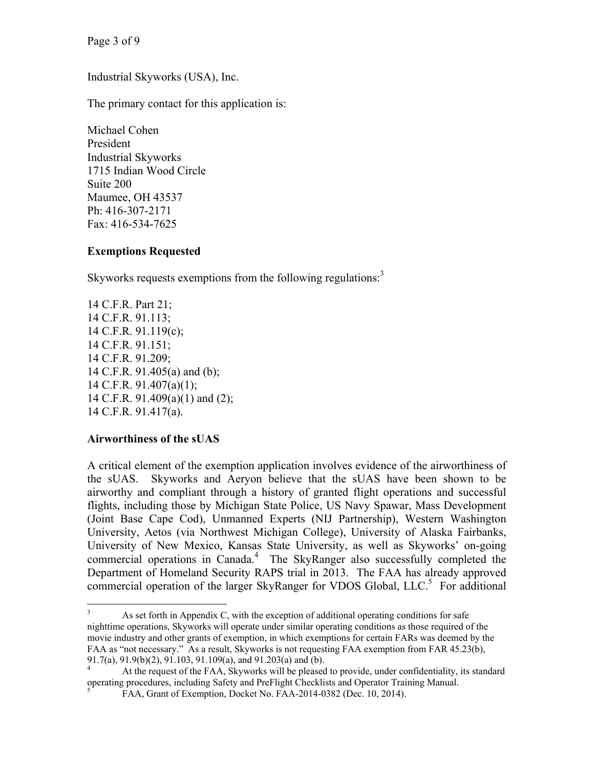Industrial Skyworks (USA), Inc.

The primary contact for this application is:

Michael Cohen
President
Industrial Skyworks
1715 Indian Wood Circle
Suite 200
Maumee, OH 43537
Ph: 416-307-2171
Fax: 416-534-7625

**Exemptions Requested**

Skyworks requests exemptions from the following regulations:[3]

14 C.F.R. Part 21;
14 C.F.R. 91.113;
14 C.F.R. 91.119(c);
14 C.F.R. 91.151;
14 C.F.R. 91.209;
14 C.F.R. 91.405(a) and (b);
14 C.F.R. 91.407(a)(1);
14 C.F.R. 91.409(a)(1) and (2);
14 C.F.R. 91.417(a).

**Airworthiness of the sUAS**

A critical element of the exemption application involves evidence of the airworthiness of the sUAS. Skyworks and Aeryon believe that the sUAS have been shown to be airworthy and compliant through a history of granted flight operations and successful flights, including those by Michigan State Police, US Navy Spawar, Mass Development (Joint Base Cape Cod), Unmanned Experts (NIJ Partnership), Western Washington University, Aetos (via Northwest Michigan College), University of Alaska Fairbanks, University of New Mexico, Kansas State University, as well as Skyworks' on-going commercial operations in Canada.[4] The SkyRanger also successfully completed the Department of Homeland Security RAPS trial in 2013. The FAA has already approved commercial operation of the larger SkyRanger for VDOS Global, LLC.[5] For additional

---

[3] As set forth in Appendix C, with the exception of additional operating conditions for safe nighttime operations, Skyworks will operate under similar operating conditions as those required of the movie industry and other grants of exemption, in which exemptions for certain FARs was deemed by the FAA as "not necessary." As a result, Skyworks is not requesting FAA exemption from FAR 45.23(b), 91.7(a), 91.9(b)(2), 91.103, 91.109(a), and 91.203(a) and (b).

[4] At the request of the FAA, Skyworks will be pleased to provide, under confidentiality, its standard operating procedures, including Safety and PreFlight Checklists and Operator Training Manual.

[5] FAA, Grant of Exemption, Docket No. FAA-2014-0382 (Dec. 10, 2014).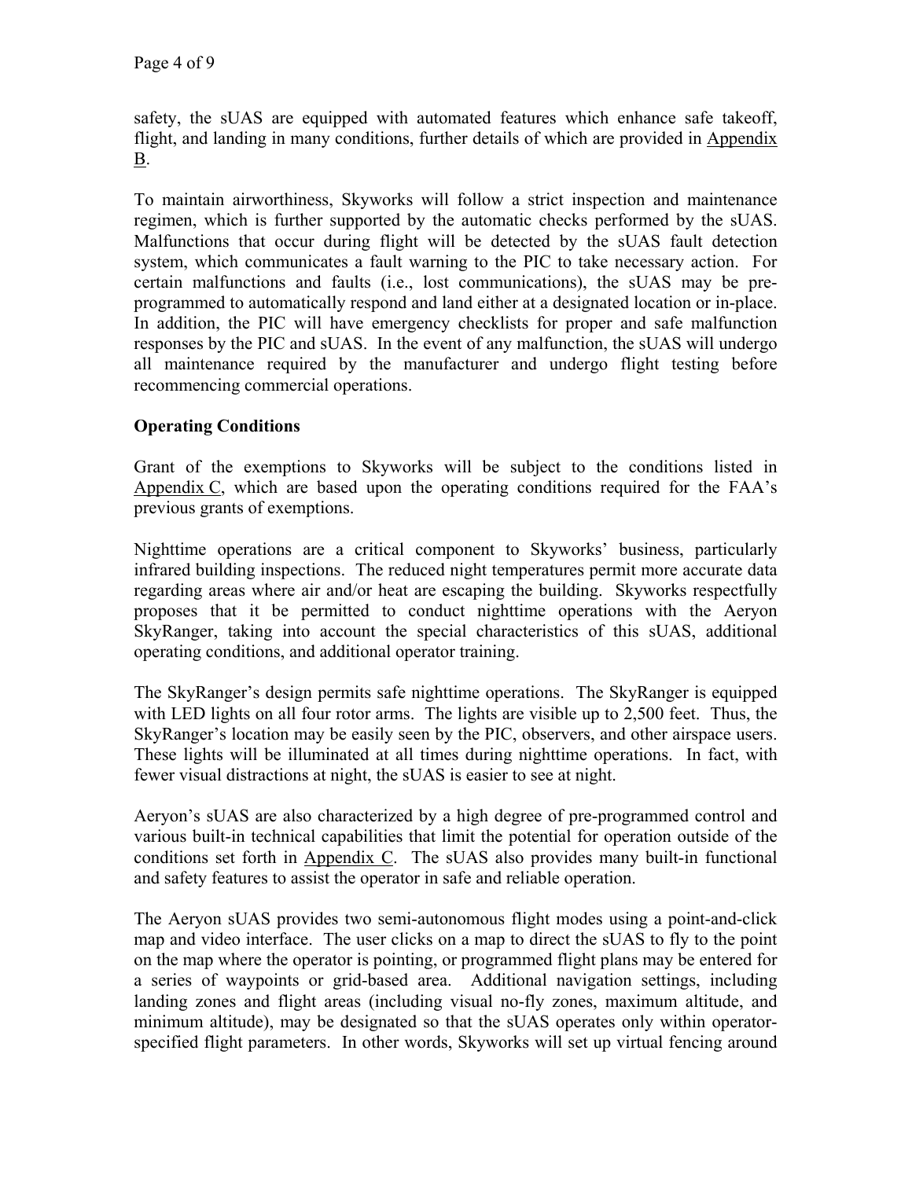safety, the sUAS are equipped with automated features which enhance safe takeoff, flight, and landing in many conditions, further details of which are provided in Appendix B.

To maintain airworthiness, Skyworks will follow a strict inspection and maintenance regimen, which is further supported by the automatic checks performed by the sUAS. Malfunctions that occur during flight will be detected by the sUAS fault detection system, which communicates a fault warning to the PIC to take necessary action. For certain malfunctions and faults (i.e., lost communications), the sUAS may be pre-programmed to automatically respond and land either at a designated location or in-place. In addition, the PIC will have emergency checklists for proper and safe malfunction responses by the PIC and sUAS. In the event of any malfunction, the sUAS will undergo all maintenance required by the manufacturer and undergo flight testing before recommencing commercial operations.

**Operating Conditions**

Grant of the exemptions to Skyworks will be subject to the conditions listed in Appendix C, which are based upon the operating conditions required for the FAA's previous grants of exemptions.

Nighttime operations are a critical component to Skyworks' business, particularly infrared building inspections. The reduced night temperatures permit more accurate data regarding areas where air and/or heat are escaping the building. Skyworks respectfully proposes that it be permitted to conduct nighttime operations with the Aeryon SkyRanger, taking into account the special characteristics of this sUAS, additional operating conditions, and additional operator training.

The SkyRanger's design permits safe nighttime operations. The SkyRanger is equipped with LED lights on all four rotor arms. The lights are visible up to 2,500 feet. Thus, the SkyRanger's location may be easily seen by the PIC, observers, and other airspace users. These lights will be illuminated at all times during nighttime operations. In fact, with fewer visual distractions at night, the sUAS is easier to see at night.

Aeryon's sUAS are also characterized by a high degree of pre-programmed control and various built-in technical capabilities that limit the potential for operation outside of the conditions set forth in Appendix C. The sUAS also provides many built-in functional and safety features to assist the operator in safe and reliable operation.

The Aeryon sUAS provides two semi-autonomous flight modes using a point-and-click map and video interface. The user clicks on a map to direct the sUAS to fly to the point on the map where the operator is pointing, or programmed flight plans may be entered for a series of waypoints or grid-based area. Additional navigation settings, including landing zones and flight areas (including visual no-fly zones, maximum altitude, and minimum altitude), may be designated so that the sUAS operates only within operator-specified flight parameters. In other words, Skyworks will set up virtual fencing around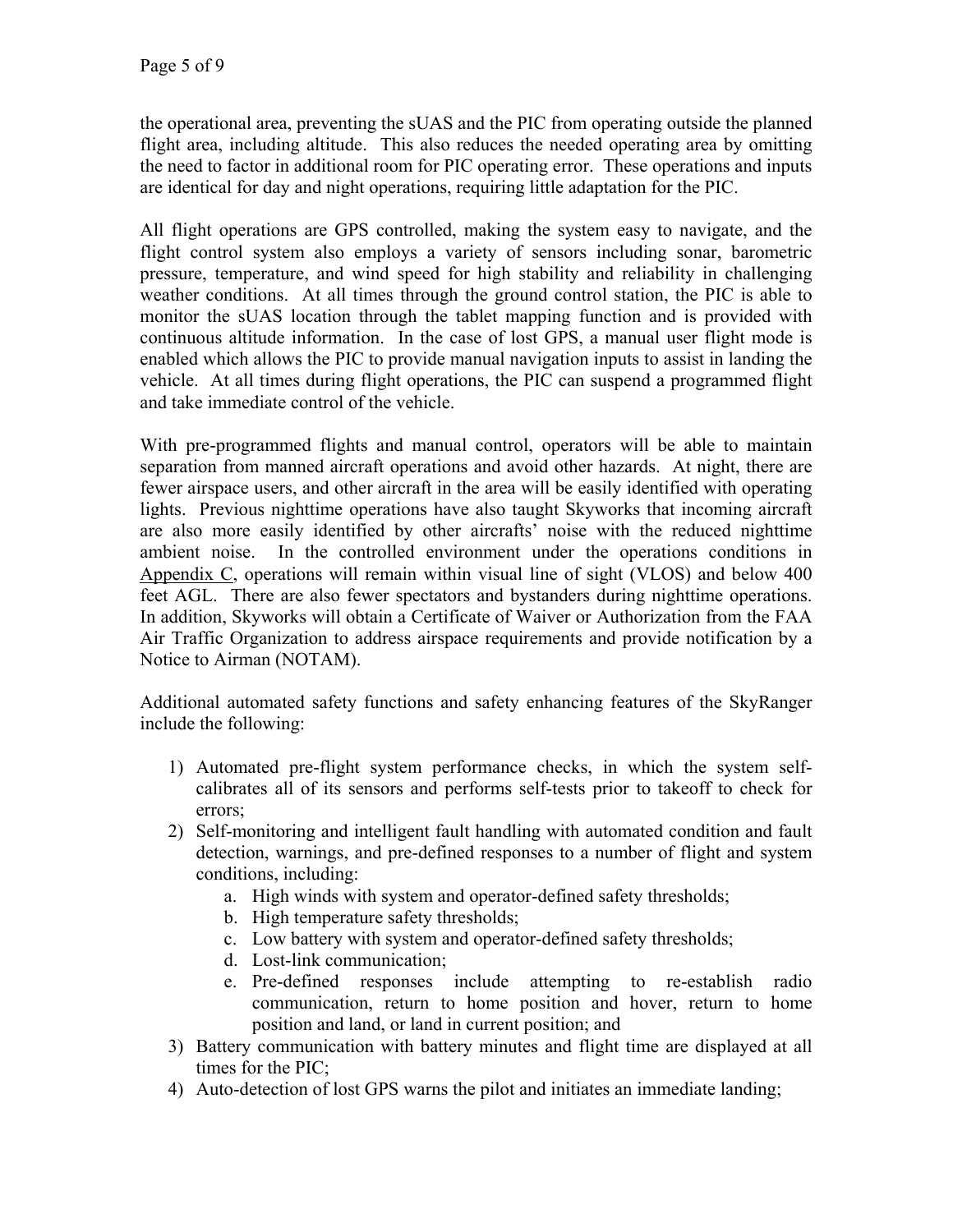the operational area, preventing the sUAS and the PIC from operating outside the planned flight area, including altitude. This also reduces the needed operating area by omitting the need to factor in additional room for PIC operating error. These operations and inputs are identical for day and night operations, requiring little adaptation for the PIC.

All flight operations are GPS controlled, making the system easy to navigate, and the flight control system also employs a variety of sensors including sonar, barometric pressure, temperature, and wind speed for high stability and reliability in challenging weather conditions. At all times through the ground control station, the PIC is able to monitor the sUAS location through the tablet mapping function and is provided with continuous altitude information. In the case of lost GPS, a manual user flight mode is enabled which allows the PIC to provide manual navigation inputs to assist in landing the vehicle. At all times during flight operations, the PIC can suspend a programmed flight and take immediate control of the vehicle.

With pre-programmed flights and manual control, operators will be able to maintain separation from manned aircraft operations and avoid other hazards. At night, there are fewer airspace users, and other aircraft in the area will be easily identified with operating lights. Previous nighttime operations have also taught Skyworks that incoming aircraft are also more easily identified by other aircrafts' noise with the reduced nighttime ambient noise. In the controlled environment under the operations conditions in Appendix C, operations will remain within visual line of sight (VLOS) and below 400 feet AGL. There are also fewer spectators and bystanders during nighttime operations. In addition, Skyworks will obtain a Certificate of Waiver or Authorization from the FAA Air Traffic Organization to address airspace requirements and provide notification by a Notice to Airman (NOTAM).

Additional automated safety functions and safety enhancing features of the SkyRanger include the following:

1) Automated pre-flight system performance checks, in which the system self-calibrates all of its sensors and performs self-tests prior to takeoff to check for errors;
2) Self-monitoring and intelligent fault handling with automated condition and fault detection, warnings, and pre-defined responses to a number of flight and system conditions, including:
    a. High winds with system and operator-defined safety thresholds;
    b. High temperature safety thresholds;
    c. Low battery with system and operator-defined safety thresholds;
    d. Lost-link communication;
    e. Pre-defined responses include attempting to re-establish radio communication, return to home position and hover, return to home position and land, or land in current position; and
3) Battery communication with battery minutes and flight time are displayed at all times for the PIC;
4) Auto-detection of lost GPS warns the pilot and initiates an immediate landing;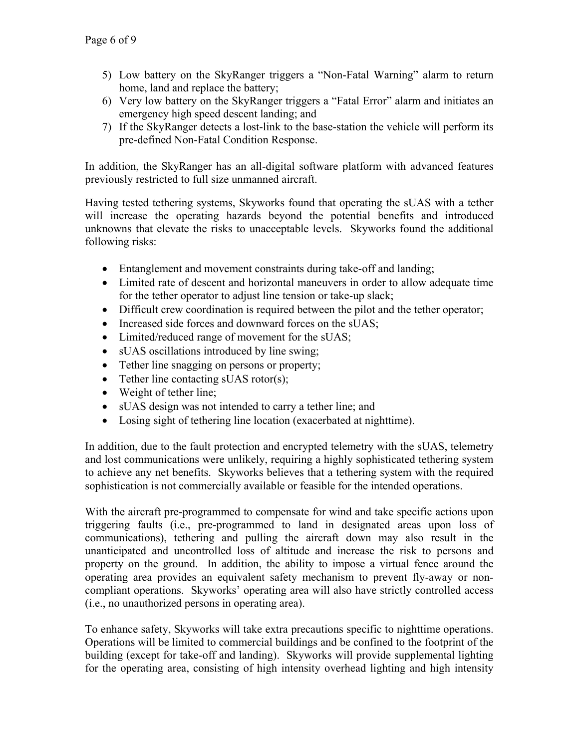5) Low battery on the SkyRanger triggers a "Non-Fatal Warning" alarm to return home, land and replace the battery;
6) Very low battery on the SkyRanger triggers a "Fatal Error" alarm and initiates an emergency high speed descent landing; and
7) If the SkyRanger detects a lost-link to the base-station the vehicle will perform its pre-defined Non-Fatal Condition Response.

In addition, the SkyRanger has an all-digital software platform with advanced features previously restricted to full size unmanned aircraft.

Having tested tethering systems, Skyworks found that operating the sUAS with a tether will increase the operating hazards beyond the potential benefits and introduced unknowns that elevate the risks to unacceptable levels. Skyworks found the additional following risks:

- Entanglement and movement constraints during take-off and landing;
- Limited rate of descent and horizontal maneuvers in order to allow adequate time for the tether operator to adjust line tension or take-up slack;
- Difficult crew coordination is required between the pilot and the tether operator;
- Increased side forces and downward forces on the sUAS;
- Limited/reduced range of movement for the sUAS;
- sUAS oscillations introduced by line swing;
- Tether line snagging on persons or property;
- Tether line contacting sUAS rotor(s);
- Weight of tether line;
- sUAS design was not intended to carry a tether line; and
- Losing sight of tethering line location (exacerbated at nighttime).

In addition, due to the fault protection and encrypted telemetry with the sUAS, telemetry and lost communications were unlikely, requiring a highly sophisticated tethering system to achieve any net benefits. Skyworks believes that a tethering system with the required sophistication is not commercially available or feasible for the intended operations.

With the aircraft pre-programmed to compensate for wind and take specific actions upon triggering faults (i.e., pre-programmed to land in designated areas upon loss of communications), tethering and pulling the aircraft down may also result in the unanticipated and uncontrolled loss of altitude and increase the risk to persons and property on the ground. In addition, the ability to impose a virtual fence around the operating area provides an equivalent safety mechanism to prevent fly-away or non-compliant operations. Skyworks' operating area will also have strictly controlled access (i.e., no unauthorized persons in operating area).

To enhance safety, Skyworks will take extra precautions specific to nighttime operations. Operations will be limited to commercial buildings and be confined to the footprint of the building (except for take-off and landing). Skyworks will provide supplemental lighting for the operating area, consisting of high intensity overhead lighting and high intensity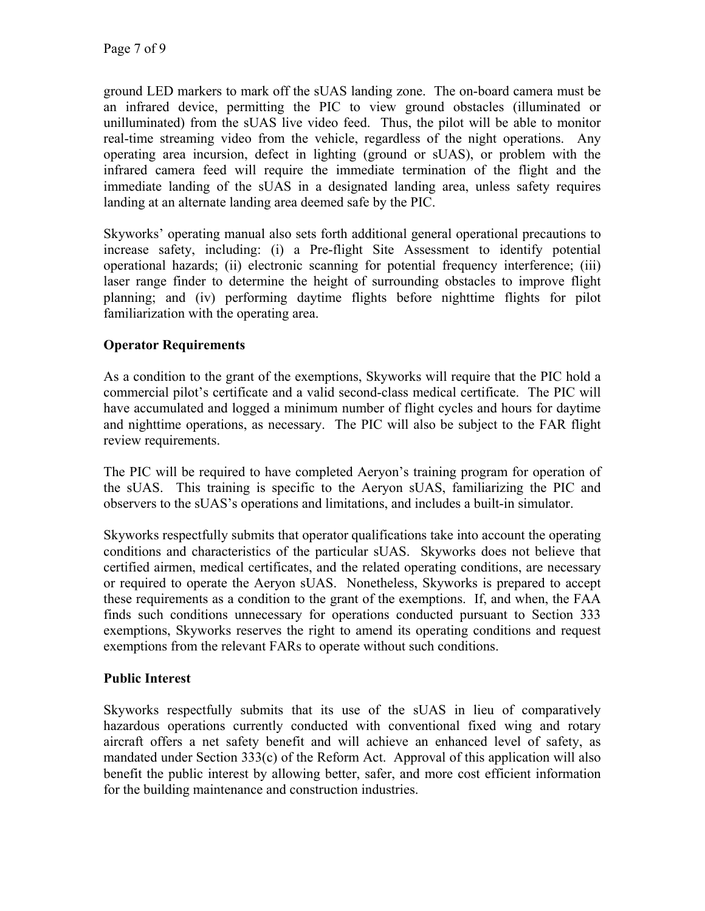ground LED markers to mark off the sUAS landing zone. The on-board camera must be an infrared device, permitting the PIC to view ground obstacles (illuminated or unilluminated) from the sUAS live video feed. Thus, the pilot will be able to monitor real-time streaming video from the vehicle, regardless of the night operations. Any operating area incursion, defect in lighting (ground or sUAS), or problem with the infrared camera feed will require the immediate termination of the flight and the immediate landing of the sUAS in a designated landing area, unless safety requires landing at an alternate landing area deemed safe by the PIC.

Skyworks' operating manual also sets forth additional general operational precautions to increase safety, including: (i) a Pre-flight Site Assessment to identify potential operational hazards; (ii) electronic scanning for potential frequency interference; (iii) laser range finder to determine the height of surrounding obstacles to improve flight planning; and (iv) performing daytime flights before nighttime flights for pilot familiarization with the operating area.

**Operator Requirements**

As a condition to the grant of the exemptions, Skyworks will require that the PIC hold a commercial pilot's certificate and a valid second-class medical certificate. The PIC will have accumulated and logged a minimum number of flight cycles and hours for daytime and nighttime operations, as necessary. The PIC will also be subject to the FAR flight review requirements.

The PIC will be required to have completed Aeryon's training program for operation of the sUAS. This training is specific to the Aeryon sUAS, familiarizing the PIC and observers to the sUAS's operations and limitations, and includes a built-in simulator.

Skyworks respectfully submits that operator qualifications take into account the operating conditions and characteristics of the particular sUAS. Skyworks does not believe that certified airmen, medical certificates, and the related operating conditions, are necessary or required to operate the Aeryon sUAS. Nonetheless, Skyworks is prepared to accept these requirements as a condition to the grant of the exemptions. If, and when, the FAA finds such conditions unnecessary for operations conducted pursuant to Section 333 exemptions, Skyworks reserves the right to amend its operating conditions and request exemptions from the relevant FARs to operate without such conditions.

**Public Interest**

Skyworks respectfully submits that its use of the sUAS in lieu of comparatively hazardous operations currently conducted with conventional fixed wing and rotary aircraft offers a net safety benefit and will achieve an enhanced level of safety, as mandated under Section 333(c) of the Reform Act. Approval of this application will also benefit the public interest by allowing better, safer, and more cost efficient information for the building maintenance and construction industries.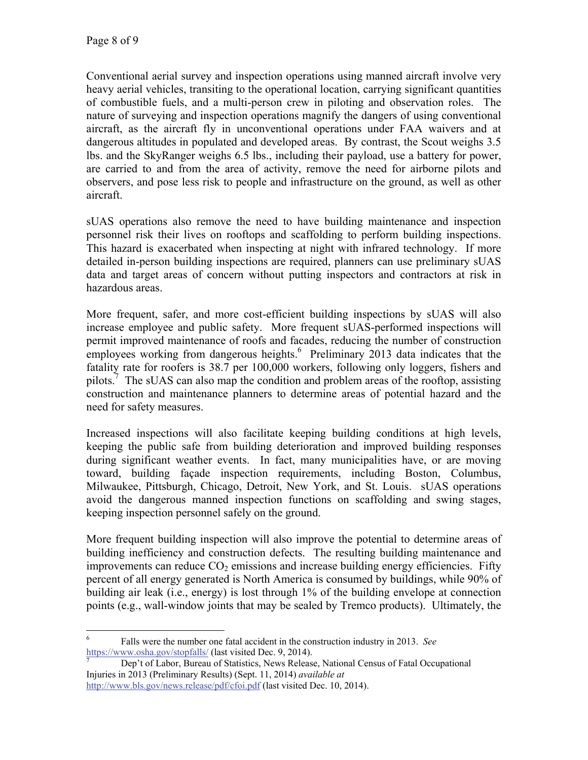Conventional aerial survey and inspection operations using manned aircraft involve very heavy aerial vehicles, transiting to the operational location, carrying significant quantities of combustible fuels, and a multi-person crew in piloting and observation roles. The nature of surveying and inspection operations magnify the dangers of using conventional aircraft, as the aircraft fly in unconventional operations under FAA waivers and at dangerous altitudes in populated and developed areas. By contrast, the Scout weighs 3.5 lbs. and the SkyRanger weighs 6.5 lbs., including their payload, use a battery for power, are carried to and from the area of activity, remove the need for airborne pilots and observers, and pose less risk to people and infrastructure on the ground, as well as other aircraft.

sUAS operations also remove the need to have building maintenance and inspection personnel risk their lives on rooftops and scaffolding to perform building inspections. This hazard is exacerbated when inspecting at night with infrared technology. If more detailed in-person building inspections are required, planners can use preliminary sUAS data and target areas of concern without putting inspectors and contractors at risk in hazardous areas.

More frequent, safer, and more cost-efficient building inspections by sUAS will also increase employee and public safety. More frequent sUAS-performed inspections will permit improved maintenance of roofs and facades, reducing the number of construction employees working from dangerous heights.[6] Preliminary 2013 data indicates that the fatality rate for roofers is 38.7 per 100,000 workers, following only loggers, fishers and pilots.[7] The sUAS can also map the condition and problem areas of the rooftop, assisting construction and maintenance planners to determine areas of potential hazard and the need for safety measures.

Increased inspections will also facilitate keeping building conditions at high levels, keeping the public safe from building deterioration and improved building responses during significant weather events. In fact, many municipalities have, or are moving toward, building façade inspection requirements, including Boston, Columbus, Milwaukee, Pittsburgh, Chicago, Detroit, New York, and St. Louis. sUAS operations avoid the dangerous manned inspection functions on scaffolding and swing stages, keeping inspection personnel safely on the ground.

More frequent building inspection will also improve the potential to determine areas of building inefficiency and construction defects. The resulting building maintenance and improvements can reduce $CO_2$ emissions and increase building energy efficiencies. Fifty percent of all energy generated is North America is consumed by buildings, while 90% of building air leak (i.e., energy) is lost through 1% of the building envelope at connection points (e.g., wall-window joints that may be sealed by Tremco products). Ultimately, the

---

[6] Falls were the number one fatal accident in the construction industry in 2013. *See* https://www.osha.gov/stopfalls/ (last visited Dec. 9, 2014).

[7] Dep't of Labor, Bureau of Statistics, News Release, National Census of Fatal Occupational Injuries in 2013 (Preliminary Results) (Sept. 11, 2014) *available at* http://www.bls.gov/news.release/pdf/cfoi.pdf (last visited Dec. 10, 2014).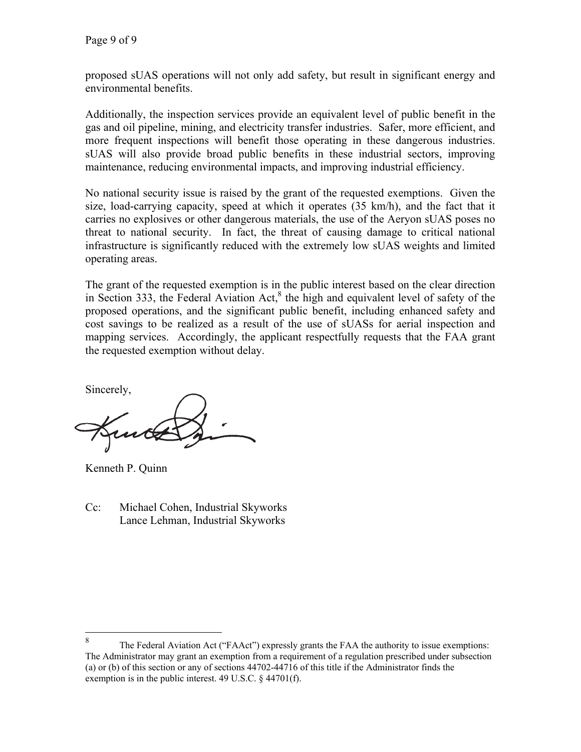proposed sUAS operations will not only add safety, but result in significant energy and environmental benefits.

Additionally, the inspection services provide an equivalent level of public benefit in the gas and oil pipeline, mining, and electricity transfer industries. Safer, more efficient, and more frequent inspections will benefit those operating in these dangerous industries. sUAS will also provide broad public benefits in these industrial sectors, improving maintenance, reducing environmental impacts, and improving industrial efficiency.

No national security issue is raised by the grant of the requested exemptions. Given the size, load-carrying capacity, speed at which it operates (35 km/h), and the fact that it carries no explosives or other dangerous materials, the use of the Aeryon sUAS poses no threat to national security. In fact, the threat of causing damage to critical national infrastructure is significantly reduced with the extremely low sUAS weights and limited operating areas.

The grant of the requested exemption is in the public interest based on the clear direction in Section 333, the Federal Aviation Act,[8] the high and equivalent level of safety of the proposed operations, and the significant public benefit, including enhanced safety and cost savings to be realized as a result of the use of sUASs for aerial inspection and mapping services. Accordingly, the applicant respectfully requests that the FAA grant the requested exemption without delay.

Sincerely,

Kenneth P. Quinn

Cc: Michael Cohen, Industrial Skyworks
Lance Lehman, Industrial Skyworks

---

[8] The Federal Aviation Act ("FAAct") expressly grants the FAA the authority to issue exemptions: The Administrator may grant an exemption from a requirement of a regulation prescribed under subsection (a) or (b) of this section or any of sections 44702-44716 of this title if the Administrator finds the exemption is in the public interest. 49 U.S.C. § 44701(f).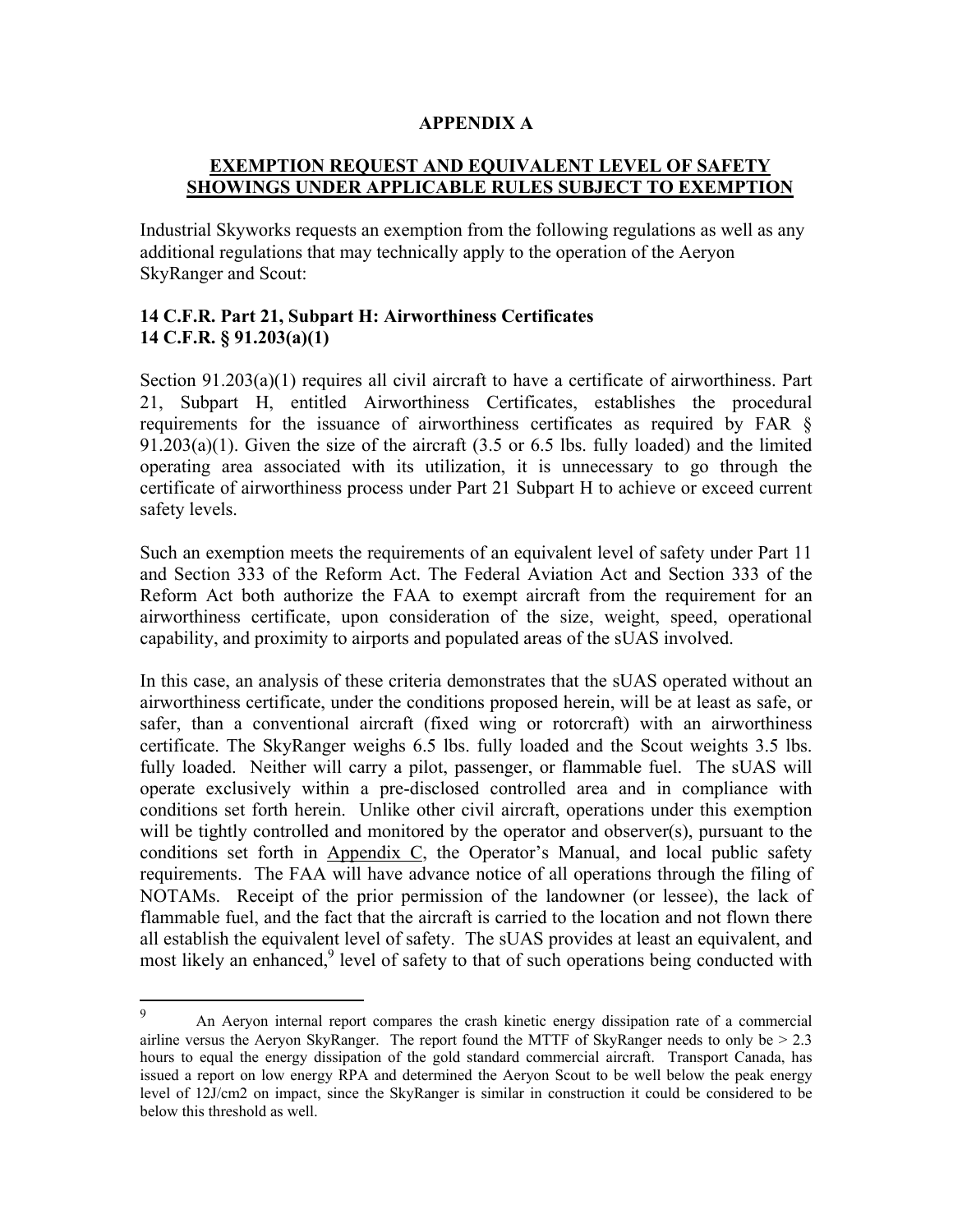# APPENDIX A

## EXEMPTION REQUEST AND EQUIVALENT LEVEL OF SAFETY SHOWINGS UNDER APPLICABLE RULES SUBJECT TO EXEMPTION

Industrial Skyworks requests an exemption from the following regulations as well as any additional regulations that may technically apply to the operation of the Aeryon SkyRanger and Scout:

### 14 C.F.R. Part 21, Subpart H: Airworthiness Certificates
### 14 C.F.R. § 91.203(a)(1)

Section 91.203(a)(1) requires all civil aircraft to have a certificate of airworthiness. Part 21, Subpart H, entitled Airworthiness Certificates, establishes the procedural requirements for the issuance of airworthiness certificates as required by FAR § 91.203(a)(1). Given the size of the aircraft (3.5 or 6.5 lbs. fully loaded) and the limited operating area associated with its utilization, it is unnecessary to go through the certificate of airworthiness process under Part 21 Subpart H to achieve or exceed current safety levels.

Such an exemption meets the requirements of an equivalent level of safety under Part 11 and Section 333 of the Reform Act. The Federal Aviation Act and Section 333 of the Reform Act both authorize the FAA to exempt aircraft from the requirement for an airworthiness certificate, upon consideration of the size, weight, speed, operational capability, and proximity to airports and populated areas of the sUAS involved.

In this case, an analysis of these criteria demonstrates that the sUAS operated without an airworthiness certificate, under the conditions proposed herein, will be at least as safe, or safer, than a conventional aircraft (fixed wing or rotorcraft) with an airworthiness certificate. The SkyRanger weighs 6.5 lbs. fully loaded and the Scout weights 3.5 lbs. fully loaded. Neither will carry a pilot, passenger, or flammable fuel. The sUAS will operate exclusively within a pre-disclosed controlled area and in compliance with conditions set forth herein. Unlike other civil aircraft, operations under this exemption will be tightly controlled and monitored by the operator and observer(s), pursuant to the conditions set forth in Appendix C, the Operator's Manual, and local public safety requirements. The FAA will have advance notice of all operations through the filing of NOTAMs. Receipt of the prior permission of the landowner (or lessee), the lack of flammable fuel, and the fact that the aircraft is carried to the location and not flown there all establish the equivalent level of safety. The sUAS provides at least an equivalent, and most likely an enhanced,[9] level of safety to that of such operations being conducted with

---

[9] An Aeryon internal report compares the crash kinetic energy dissipation rate of a commercial airline versus the Aeryon SkyRanger. The report found the MTTF of SkyRanger needs to only be > 2.3 hours to equal the energy dissipation of the gold standard commercial aircraft. Transport Canada, has issued a report on low energy RPA and determined the Aeryon Scout to be well below the peak energy level of 12J/cm2 on impact, since the SkyRanger is similar in construction it could be considered to be below this threshold as well.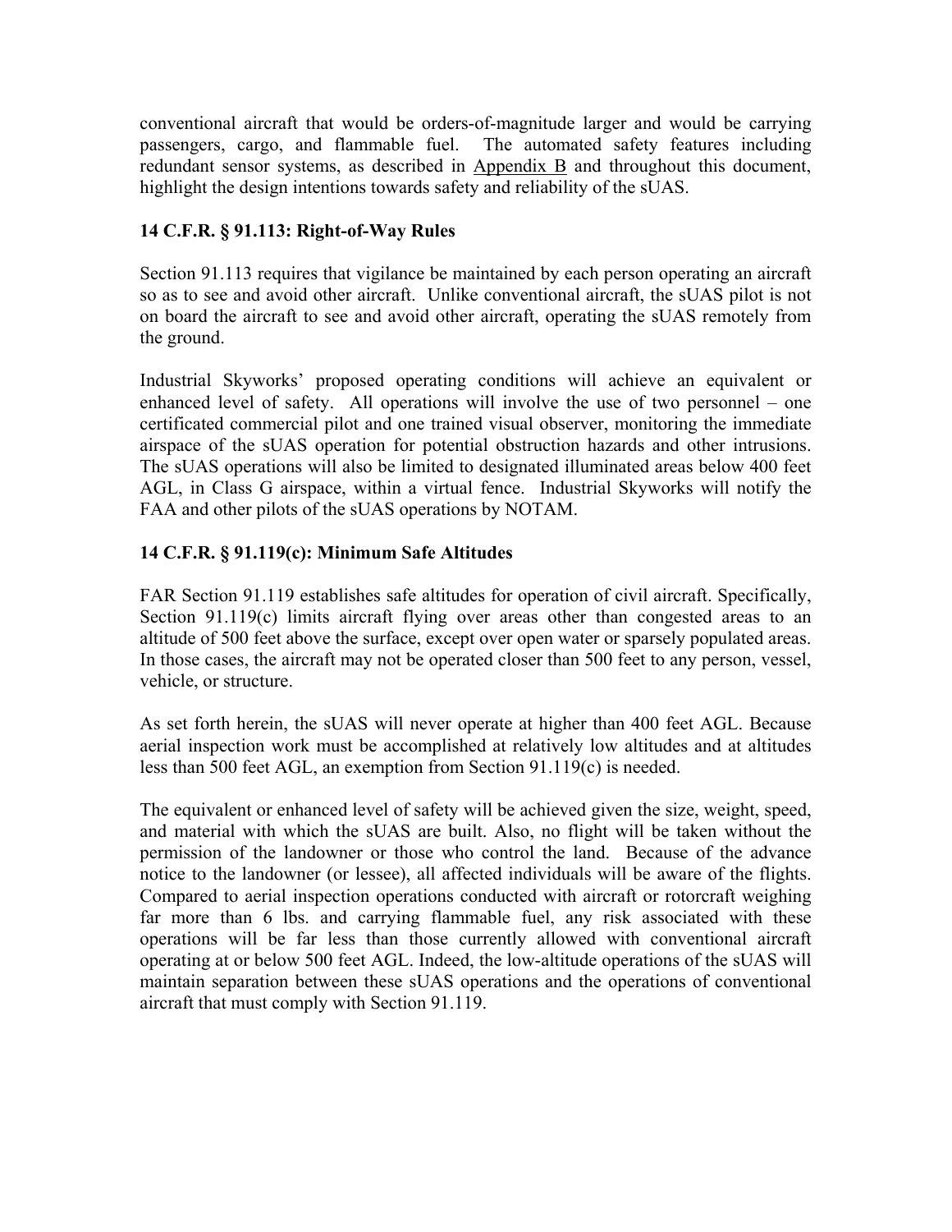conventional aircraft that would be orders-of-magnitude larger and would be carrying passengers, cargo, and flammable fuel. The automated safety features including redundant sensor systems, as described in Appendix B and throughout this document, highlight the design intentions towards safety and reliability of the sUAS.

**14 C.F.R. § 91.113: Right-of-Way Rules**

Section 91.113 requires that vigilance be maintained by each person operating an aircraft so as to see and avoid other aircraft. Unlike conventional aircraft, the sUAS pilot is not on board the aircraft to see and avoid other aircraft, operating the sUAS remotely from the ground.

Industrial Skyworks' proposed operating conditions will achieve an equivalent or enhanced level of safety. All operations will involve the use of two personnel – one certificated commercial pilot and one trained visual observer, monitoring the immediate airspace of the sUAS operation for potential obstruction hazards and other intrusions. The sUAS operations will also be limited to designated illuminated areas below 400 feet AGL, in Class G airspace, within a virtual fence. Industrial Skyworks will notify the FAA and other pilots of the sUAS operations by NOTAM.

**14 C.F.R. § 91.119(c): Minimum Safe Altitudes**

FAR Section 91.119 establishes safe altitudes for operation of civil aircraft. Specifically, Section 91.119(c) limits aircraft flying over areas other than congested areas to an altitude of 500 feet above the surface, except over open water or sparsely populated areas. In those cases, the aircraft may not be operated closer than 500 feet to any person, vessel, vehicle, or structure.

As set forth herein, the sUAS will never operate at higher than 400 feet AGL. Because aerial inspection work must be accomplished at relatively low altitudes and at altitudes less than 500 feet AGL, an exemption from Section 91.119(c) is needed.

The equivalent or enhanced level of safety will be achieved given the size, weight, speed, and material with which the sUAS are built. Also, no flight will be taken without the permission of the landowner or those who control the land. Because of the advance notice to the landowner (or lessee), all affected individuals will be aware of the flights. Compared to aerial inspection operations conducted with aircraft or rotorcraft weighing far more than 6 lbs. and carrying flammable fuel, any risk associated with these operations will be far less than those currently allowed with conventional aircraft operating at or below 500 feet AGL. Indeed, the low-altitude operations of the sUAS will maintain separation between these sUAS operations and the operations of conventional aircraft that must comply with Section 91.119.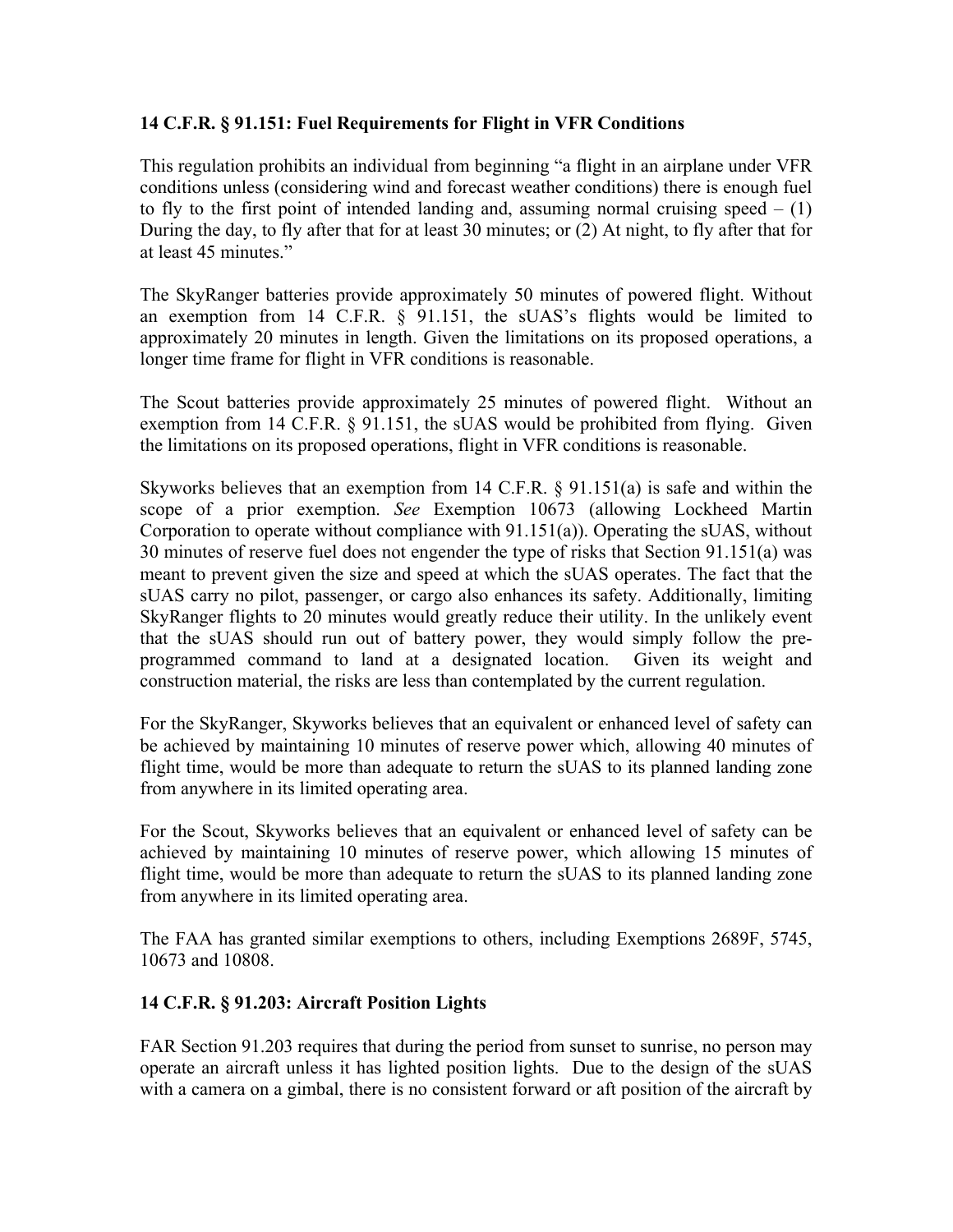**14 C.F.R. § 91.151: Fuel Requirements for Flight in VFR Conditions**

This regulation prohibits an individual from beginning "a flight in an airplane under VFR conditions unless (considering wind and forecast weather conditions) there is enough fuel to fly to the first point of intended landing and, assuming normal cruising speed – (1) During the day, to fly after that for at least 30 minutes; or (2) At night, to fly after that for at least 45 minutes."

The SkyRanger batteries provide approximately 50 minutes of powered flight. Without an exemption from 14 C.F.R. § 91.151, the sUAS's flights would be limited to approximately 20 minutes in length. Given the limitations on its proposed operations, a longer time frame for flight in VFR conditions is reasonable.

The Scout batteries provide approximately 25 minutes of powered flight. Without an exemption from 14 C.F.R. § 91.151, the sUAS would be prohibited from flying. Given the limitations on its proposed operations, flight in VFR conditions is reasonable.

Skyworks believes that an exemption from 14 C.F.R. § 91.151(a) is safe and within the scope of a prior exemption. *See* Exemption 10673 (allowing Lockheed Martin Corporation to operate without compliance with 91.151(a)). Operating the sUAS, without 30 minutes of reserve fuel does not engender the type of risks that Section 91.151(a) was meant to prevent given the size and speed at which the sUAS operates. The fact that the sUAS carry no pilot, passenger, or cargo also enhances its safety. Additionally, limiting SkyRanger flights to 20 minutes would greatly reduce their utility. In the unlikely event that the sUAS should run out of battery power, they would simply follow the pre-programmed command to land at a designated location. Given its weight and construction material, the risks are less than contemplated by the current regulation.

For the SkyRanger, Skyworks believes that an equivalent or enhanced level of safety can be achieved by maintaining 10 minutes of reserve power which, allowing 40 minutes of flight time, would be more than adequate to return the sUAS to its planned landing zone from anywhere in its limited operating area.

For the Scout, Skyworks believes that an equivalent or enhanced level of safety can be achieved by maintaining 10 minutes of reserve power, which allowing 15 minutes of flight time, would be more than adequate to return the sUAS to its planned landing zone from anywhere in its limited operating area.

The FAA has granted similar exemptions to others, including Exemptions 2689F, 5745, 10673 and 10808.

**14 C.F.R. § 91.203: Aircraft Position Lights**

FAR Section 91.203 requires that during the period from sunset to sunrise, no person may operate an aircraft unless it has lighted position lights. Due to the design of the sUAS with a camera on a gimbal, there is no consistent forward or aft position of the aircraft by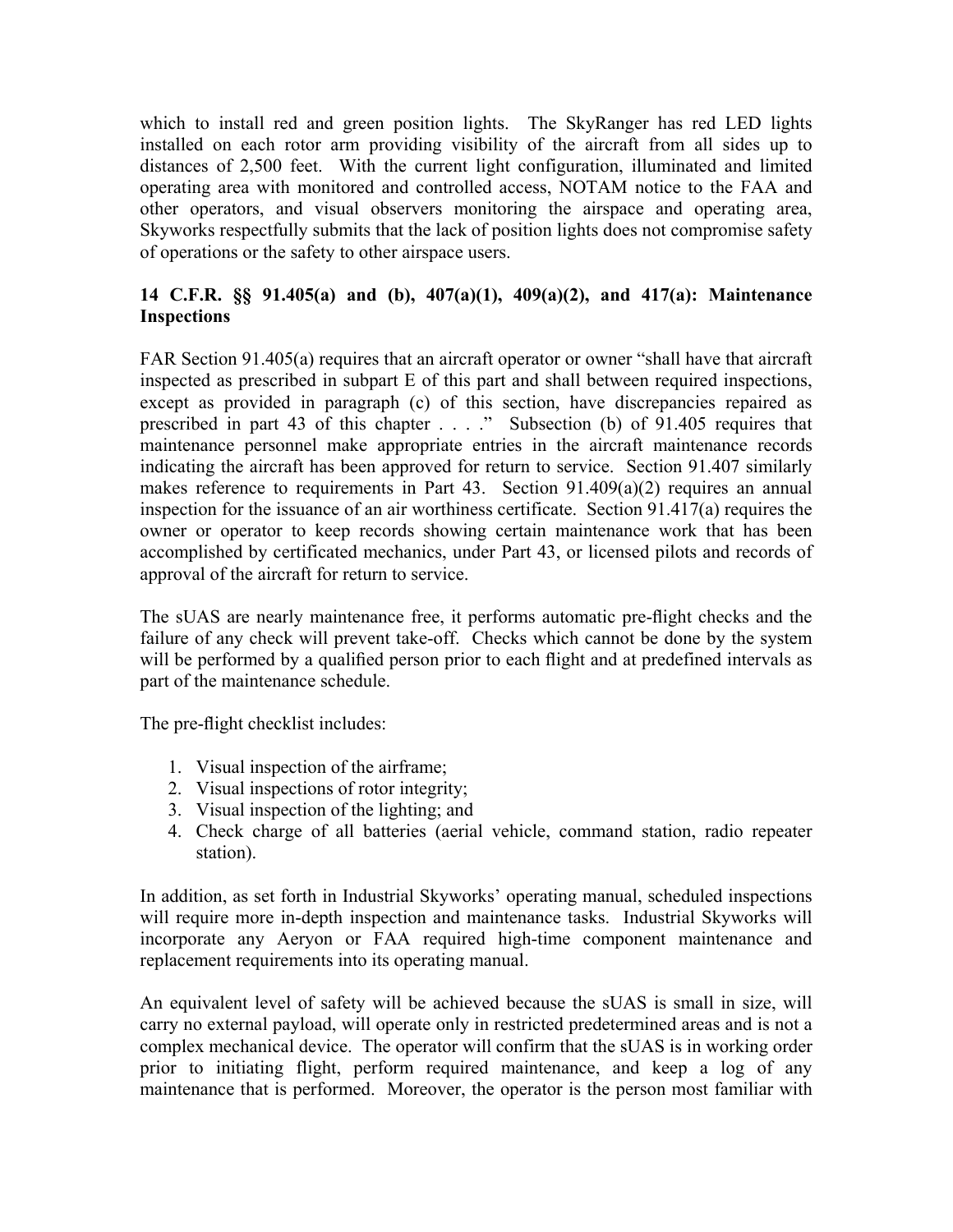which to install red and green position lights. The SkyRanger has red LED lights installed on each rotor arm providing visibility of the aircraft from all sides up to distances of 2,500 feet. With the current light configuration, illuminated and limited operating area with monitored and controlled access, NOTAM notice to the FAA and other operators, and visual observers monitoring the airspace and operating area, Skyworks respectfully submits that the lack of position lights does not compromise safety of operations or the safety to other airspace users.

**14 C.F.R. §§ 91.405(a) and (b), 407(a)(1), 409(a)(2), and 417(a): Maintenance Inspections**

FAR Section 91.405(a) requires that an aircraft operator or owner "shall have that aircraft inspected as prescribed in subpart E of this part and shall between required inspections, except as provided in paragraph (c) of this section, have discrepancies repaired as prescribed in part 43 of this chapter . . . ." Subsection (b) of 91.405 requires that maintenance personnel make appropriate entries in the aircraft maintenance records indicating the aircraft has been approved for return to service. Section 91.407 similarly makes reference to requirements in Part 43. Section 91.409(a)(2) requires an annual inspection for the issuance of an air worthiness certificate. Section 91.417(a) requires the owner or operator to keep records showing certain maintenance work that has been accomplished by certificated mechanics, under Part 43, or licensed pilots and records of approval of the aircraft for return to service.

The sUAS are nearly maintenance free, it performs automatic pre-flight checks and the failure of any check will prevent take-off. Checks which cannot be done by the system will be performed by a qualified person prior to each flight and at predefined intervals as part of the maintenance schedule.

The pre-flight checklist includes:

1. Visual inspection of the airframe;
2. Visual inspections of rotor integrity;
3. Visual inspection of the lighting; and
4. Check charge of all batteries (aerial vehicle, command station, radio repeater station).

In addition, as set forth in Industrial Skyworks' operating manual, scheduled inspections will require more in-depth inspection and maintenance tasks. Industrial Skyworks will incorporate any Aeryon or FAA required high-time component maintenance and replacement requirements into its operating manual.

An equivalent level of safety will be achieved because the sUAS is small in size, will carry no external payload, will operate only in restricted predetermined areas and is not a complex mechanical device. The operator will confirm that the sUAS is in working order prior to initiating flight, perform required maintenance, and keep a log of any maintenance that is performed. Moreover, the operator is the person most familiar with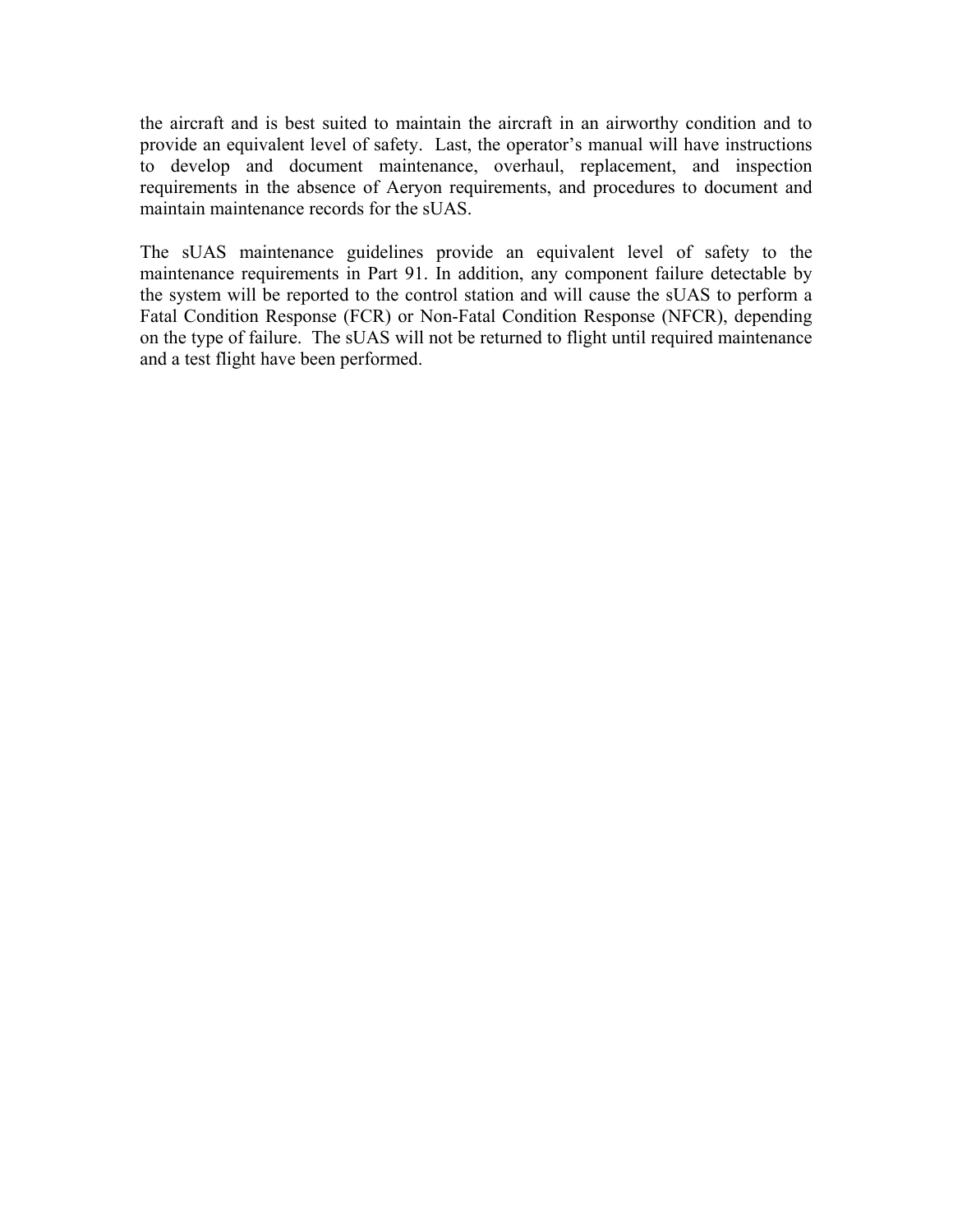the aircraft and is best suited to maintain the aircraft in an airworthy condition and to provide an equivalent level of safety. Last, the operator's manual will have instructions to develop and document maintenance, overhaul, replacement, and inspection requirements in the absence of Aeryon requirements, and procedures to document and maintain maintenance records for the sUAS.

The sUAS maintenance guidelines provide an equivalent level of safety to the maintenance requirements in Part 91. In addition, any component failure detectable by the system will be reported to the control station and will cause the sUAS to perform a Fatal Condition Response (FCR) or Non-Fatal Condition Response (NFCR), depending on the type of failure. The sUAS will not be returned to flight until required maintenance and a test flight have been performed.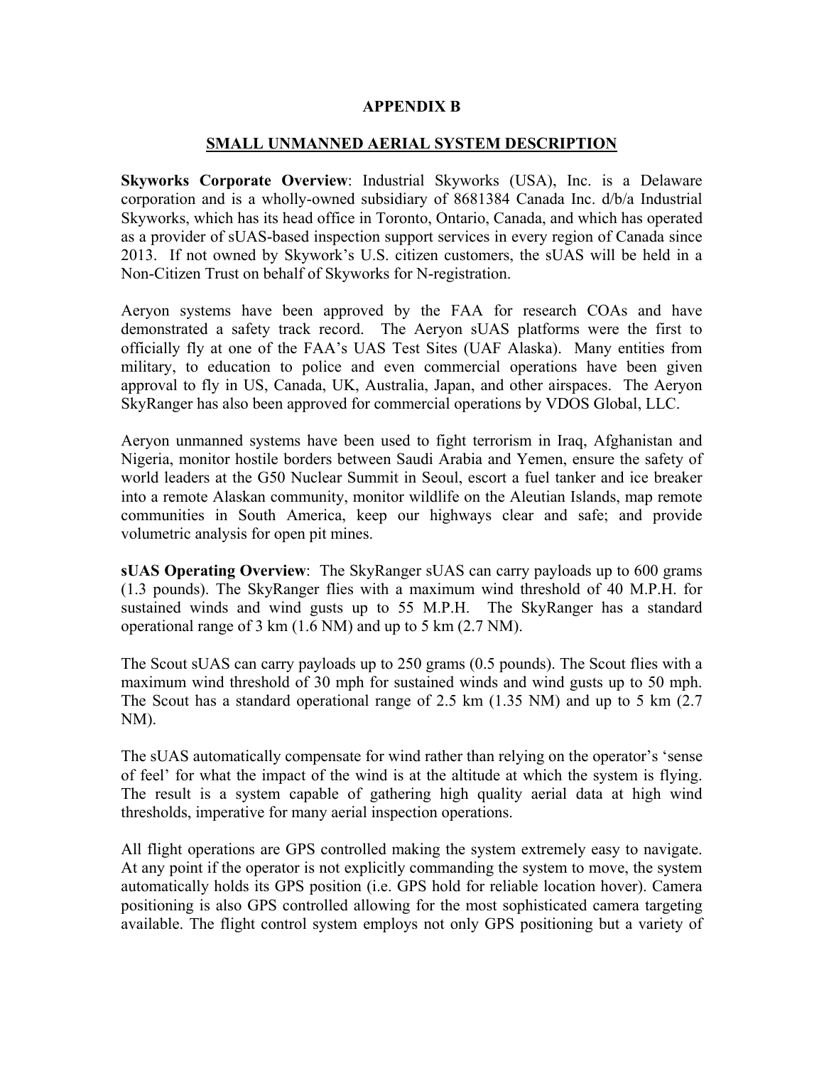# APPENDIX B

## SMALL UNMANNED AERIAL SYSTEM DESCRIPTION

**Skyworks Corporate Overview**: Industrial Skyworks (USA), Inc. is a Delaware corporation and is a wholly-owned subsidiary of 8681384 Canada Inc. d/b/a Industrial Skyworks, which has its head office in Toronto, Ontario, Canada, and which has operated as a provider of sUAS-based inspection support services in every region of Canada since 2013. If not owned by Skywork's U.S. citizen customers, the sUAS will be held in a Non-Citizen Trust on behalf of Skyworks for N-registration.

Aeryon systems have been approved by the FAA for research COAs and have demonstrated a safety track record. The Aeryon sUAS platforms were the first to officially fly at one of the FAA's UAS Test Sites (UAF Alaska). Many entities from military, to education to police and even commercial operations have been given approval to fly in US, Canada, UK, Australia, Japan, and other airspaces. The Aeryon SkyRanger has also been approved for commercial operations by VDOS Global, LLC.

Aeryon unmanned systems have been used to fight terrorism in Iraq, Afghanistan and Nigeria, monitor hostile borders between Saudi Arabia and Yemen, ensure the safety of world leaders at the G50 Nuclear Summit in Seoul, escort a fuel tanker and ice breaker into a remote Alaskan community, monitor wildlife on the Aleutian Islands, map remote communities in South America, keep our highways clear and safe; and provide volumetric analysis for open pit mines.

**sUAS Operating Overview**: The SkyRanger sUAS can carry payloads up to 600 grams (1.3 pounds). The SkyRanger flies with a maximum wind threshold of 40 M.P.H. for sustained winds and wind gusts up to 55 M.P.H. The SkyRanger has a standard operational range of 3 km (1.6 NM) and up to 5 km (2.7 NM).

The Scout sUAS can carry payloads up to 250 grams (0.5 pounds). The Scout flies with a maximum wind threshold of 30 mph for sustained winds and wind gusts up to 50 mph. The Scout has a standard operational range of 2.5 km (1.35 NM) and up to 5 km (2.7 NM).

The sUAS automatically compensate for wind rather than relying on the operator's 'sense of feel' for what the impact of the wind is at the altitude at which the system is flying. The result is a system capable of gathering high quality aerial data at high wind thresholds, imperative for many aerial inspection operations.

All flight operations are GPS controlled making the system extremely easy to navigate. At any point if the operator is not explicitly commanding the system to move, the system automatically holds its GPS position (i.e. GPS hold for reliable location hover). Camera positioning is also GPS controlled allowing for the most sophisticated camera targeting available. The flight control system employs not only GPS positioning but a variety of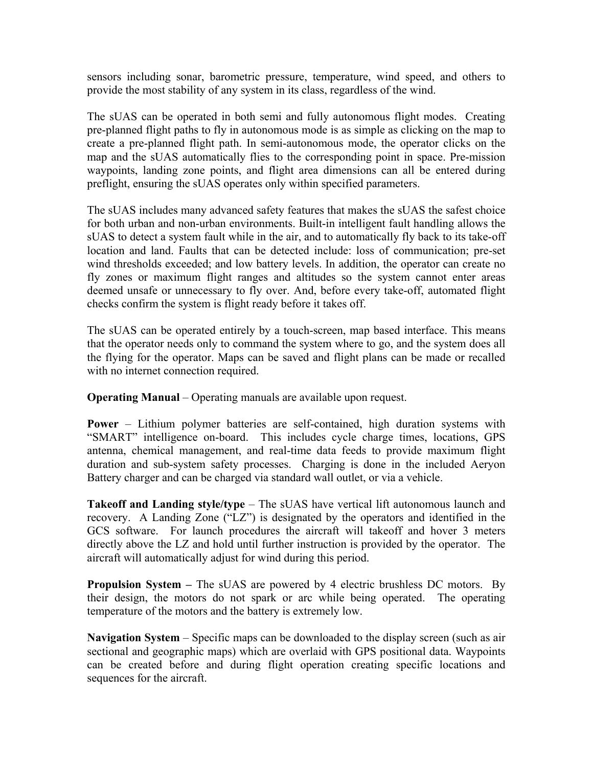sensors including sonar, barometric pressure, temperature, wind speed, and others to provide the most stability of any system in its class, regardless of the wind.

The sUAS can be operated in both semi and fully autonomous flight modes. Creating pre-planned flight paths to fly in autonomous mode is as simple as clicking on the map to create a pre-planned flight path. In semi-autonomous mode, the operator clicks on the map and the sUAS automatically flies to the corresponding point in space. Pre-mission waypoints, landing zone points, and flight area dimensions can all be entered during preflight, ensuring the sUAS operates only within specified parameters.

The sUAS includes many advanced safety features that makes the sUAS the safest choice for both urban and non-urban environments. Built-in intelligent fault handling allows the sUAS to detect a system fault while in the air, and to automatically fly back to its take-off location and land. Faults that can be detected include: loss of communication; pre-set wind thresholds exceeded; and low battery levels. In addition, the operator can create no fly zones or maximum flight ranges and altitudes so the system cannot enter areas deemed unsafe or unnecessary to fly over. And, before every take-off, automated flight checks confirm the system is flight ready before it takes off.

The sUAS can be operated entirely by a touch-screen, map based interface. This means that the operator needs only to command the system where to go, and the system does all the flying for the operator. Maps can be saved and flight plans can be made or recalled with no internet connection required.

**Operating Manual** – Operating manuals are available upon request.

**Power** – Lithium polymer batteries are self-contained, high duration systems with "SMART" intelligence on-board. This includes cycle charge times, locations, GPS antenna, chemical management, and real-time data feeds to provide maximum flight duration and sub-system safety processes. Charging is done in the included Aeryon Battery charger and can be charged via standard wall outlet, or via a vehicle.

**Takeoff and Landing style/type** – The sUAS have vertical lift autonomous launch and recovery. A Landing Zone ("LZ") is designated by the operators and identified in the GCS software. For launch procedures the aircraft will takeoff and hover 3 meters directly above the LZ and hold until further instruction is provided by the operator. The aircraft will automatically adjust for wind during this period.

**Propulsion System –** The sUAS are powered by 4 electric brushless DC motors. By their design, the motors do not spark or arc while being operated. The operating temperature of the motors and the battery is extremely low.

**Navigation System** – Specific maps can be downloaded to the display screen (such as air sectional and geographic maps) which are overlaid with GPS positional data. Waypoints can be created before and during flight operation creating specific locations and sequences for the aircraft.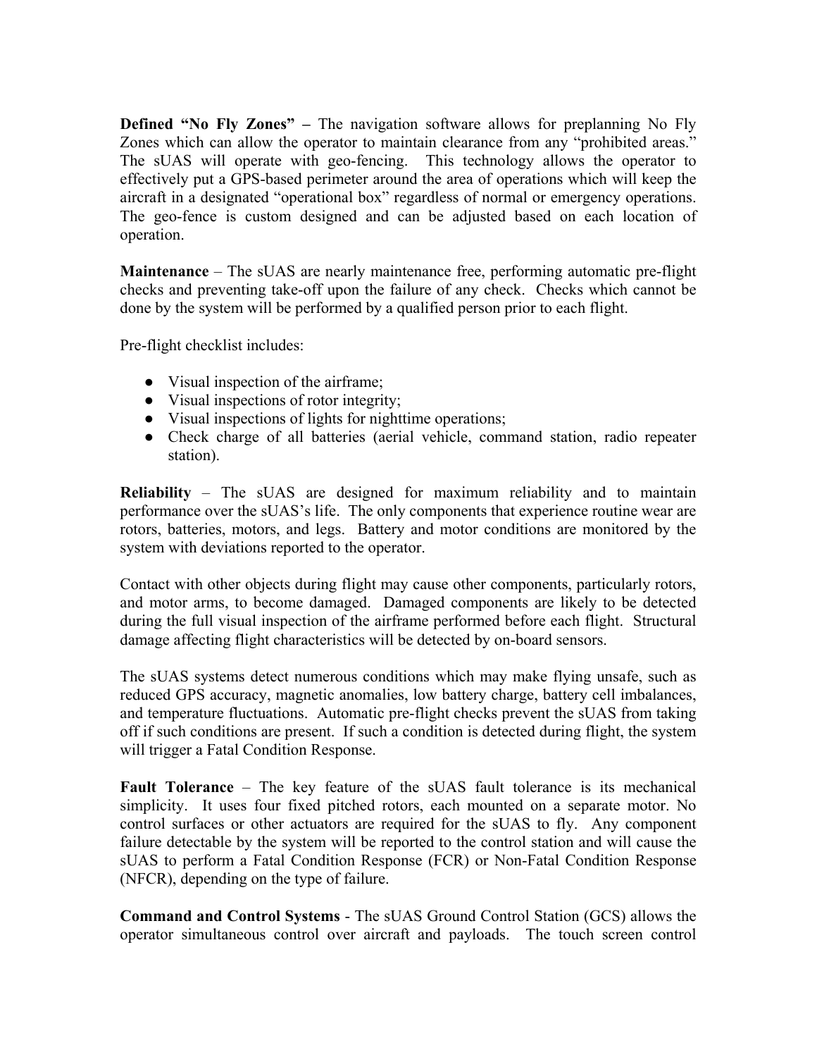**Defined "No Fly Zones" –** The navigation software allows for preplanning No Fly Zones which can allow the operator to maintain clearance from any "prohibited areas." The sUAS will operate with geo-fencing. This technology allows the operator to effectively put a GPS-based perimeter around the area of operations which will keep the aircraft in a designated "operational box" regardless of normal or emergency operations. The geo-fence is custom designed and can be adjusted based on each location of operation.

**Maintenance** – The sUAS are nearly maintenance free, performing automatic pre-flight checks and preventing take-off upon the failure of any check. Checks which cannot be done by the system will be performed by a qualified person prior to each flight.

Pre-flight checklist includes:

- Visual inspection of the airframe;
- Visual inspections of rotor integrity;
- Visual inspections of lights for nighttime operations;
- Check charge of all batteries (aerial vehicle, command station, radio repeater station).

**Reliability** – The sUAS are designed for maximum reliability and to maintain performance over the sUAS's life. The only components that experience routine wear are rotors, batteries, motors, and legs. Battery and motor conditions are monitored by the system with deviations reported to the operator.

Contact with other objects during flight may cause other components, particularly rotors, and motor arms, to become damaged. Damaged components are likely to be detected during the full visual inspection of the airframe performed before each flight. Structural damage affecting flight characteristics will be detected by on-board sensors.

The sUAS systems detect numerous conditions which may make flying unsafe, such as reduced GPS accuracy, magnetic anomalies, low battery charge, battery cell imbalances, and temperature fluctuations. Automatic pre-flight checks prevent the sUAS from taking off if such conditions are present. If such a condition is detected during flight, the system will trigger a Fatal Condition Response.

**Fault Tolerance** – The key feature of the sUAS fault tolerance is its mechanical simplicity. It uses four fixed pitched rotors, each mounted on a separate motor. No control surfaces or other actuators are required for the sUAS to fly. Any component failure detectable by the system will be reported to the control station and will cause the sUAS to perform a Fatal Condition Response (FCR) or Non-Fatal Condition Response (NFCR), depending on the type of failure.

**Command and Control Systems** - The sUAS Ground Control Station (GCS) allows the operator simultaneous control over aircraft and payloads. The touch screen control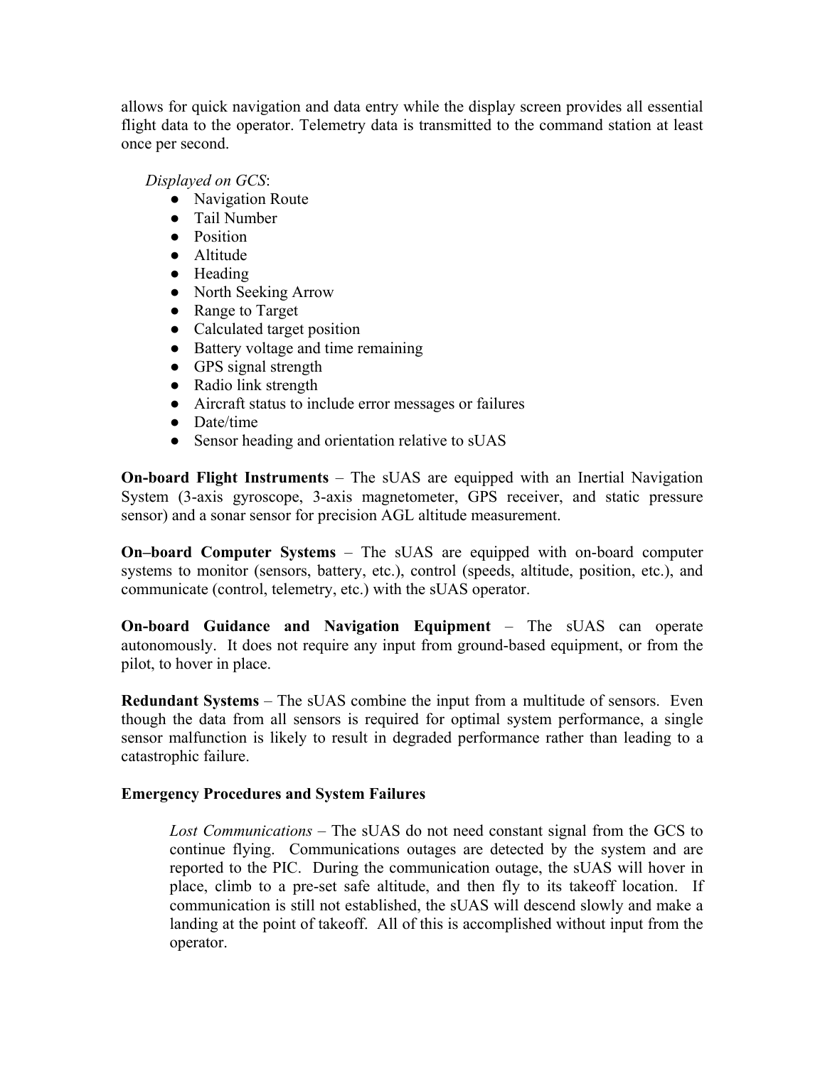allows for quick navigation and data entry while the display screen provides all essential flight data to the operator. Telemetry data is transmitted to the command station at least once per second.

*Displayed on GCS*:

- Navigation Route
- Tail Number
- Position
- Altitude
- Heading
- North Seeking Arrow
- Range to Target
- Calculated target position
- Battery voltage and time remaining
- GPS signal strength
- Radio link strength
- Aircraft status to include error messages or failures
- Date/time
- Sensor heading and orientation relative to sUAS

**On-board Flight Instruments** – The sUAS are equipped with an Inertial Navigation System (3-axis gyroscope, 3-axis magnetometer, GPS receiver, and static pressure sensor) and a sonar sensor for precision AGL altitude measurement.

**On–board Computer Systems** – The sUAS are equipped with on-board computer systems to monitor (sensors, battery, etc.), control (speeds, altitude, position, etc.), and communicate (control, telemetry, etc.) with the sUAS operator.

**On-board Guidance and Navigation Equipment** – The sUAS can operate autonomously. It does not require any input from ground-based equipment, or from the pilot, to hover in place.

**Redundant Systems** – The sUAS combine the input from a multitude of sensors. Even though the data from all sensors is required for optimal system performance, a single sensor malfunction is likely to result in degraded performance rather than leading to a catastrophic failure.

**Emergency Procedures and System Failures**

*Lost Communications* – The sUAS do not need constant signal from the GCS to continue flying. Communications outages are detected by the system and are reported to the PIC. During the communication outage, the sUAS will hover in place, climb to a pre-set safe altitude, and then fly to its takeoff location. If communication is still not established, the sUAS will descend slowly and make a landing at the point of takeoff. All of this is accomplished without input from the operator.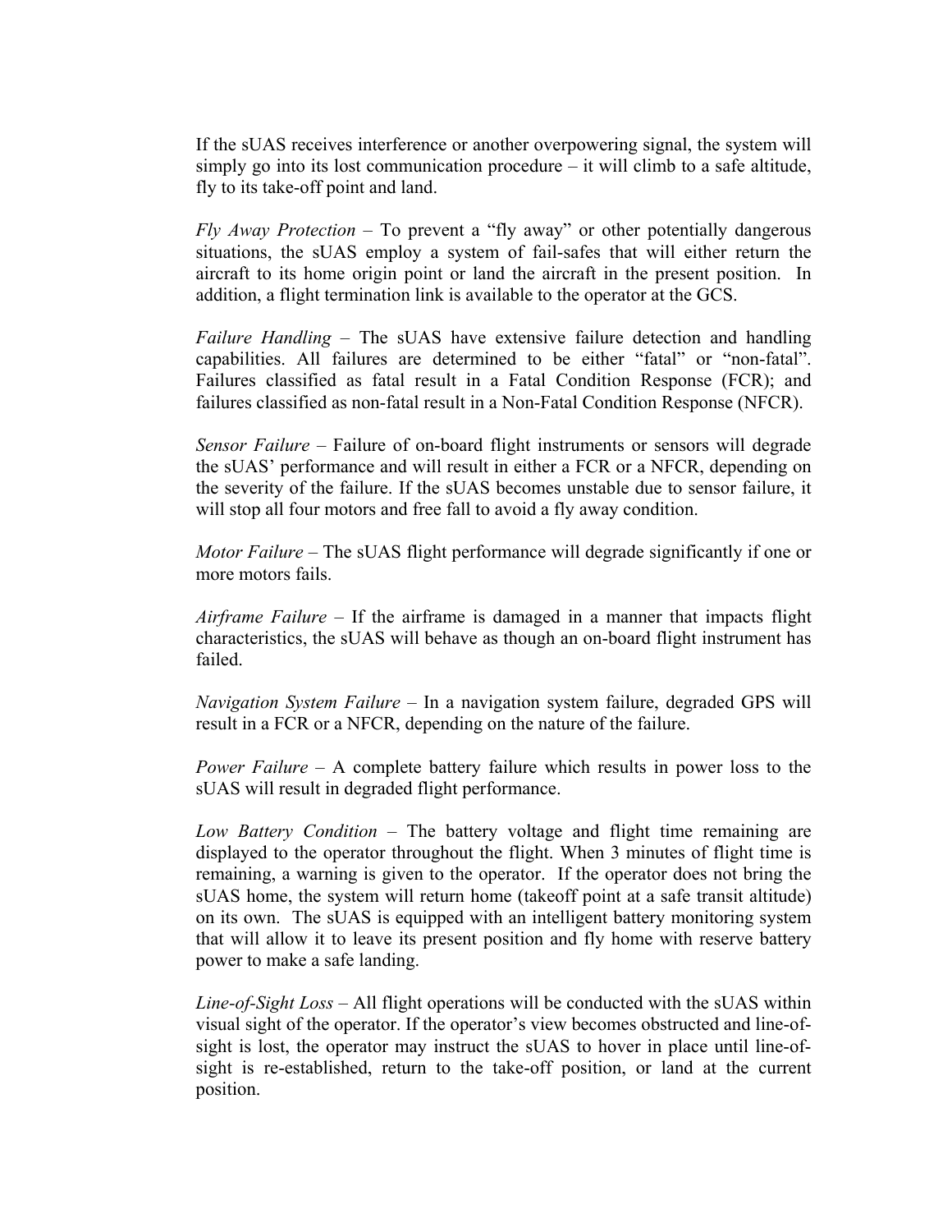If the sUAS receives interference or another overpowering signal, the system will simply go into its lost communication procedure – it will climb to a safe altitude, fly to its take-off point and land.

*Fly Away Protection* – To prevent a "fly away" or other potentially dangerous situations, the sUAS employ a system of fail-safes that will either return the aircraft to its home origin point or land the aircraft in the present position. In addition, a flight termination link is available to the operator at the GCS.

*Failure Handling* – The sUAS have extensive failure detection and handling capabilities. All failures are determined to be either "fatal" or "non-fatal". Failures classified as fatal result in a Fatal Condition Response (FCR); and failures classified as non-fatal result in a Non-Fatal Condition Response (NFCR).

*Sensor Failure* – Failure of on-board flight instruments or sensors will degrade the sUAS' performance and will result in either a FCR or a NFCR, depending on the severity of the failure. If the sUAS becomes unstable due to sensor failure, it will stop all four motors and free fall to avoid a fly away condition.

*Motor Failure* – The sUAS flight performance will degrade significantly if one or more motors fails.

*Airframe Failure* – If the airframe is damaged in a manner that impacts flight characteristics, the sUAS will behave as though an on-board flight instrument has failed.

*Navigation System Failure* – In a navigation system failure, degraded GPS will result in a FCR or a NFCR, depending on the nature of the failure.

*Power Failure* – A complete battery failure which results in power loss to the sUAS will result in degraded flight performance.

*Low Battery Condition* – The battery voltage and flight time remaining are displayed to the operator throughout the flight. When 3 minutes of flight time is remaining, a warning is given to the operator. If the operator does not bring the sUAS home, the system will return home (takeoff point at a safe transit altitude) on its own. The sUAS is equipped with an intelligent battery monitoring system that will allow it to leave its present position and fly home with reserve battery power to make a safe landing.

*Line-of-Sight Loss* – All flight operations will be conducted with the sUAS within visual sight of the operator. If the operator's view becomes obstructed and line-of-sight is lost, the operator may instruct the sUAS to hover in place until line-of-sight is re-established, return to the take-off position, or land at the current position.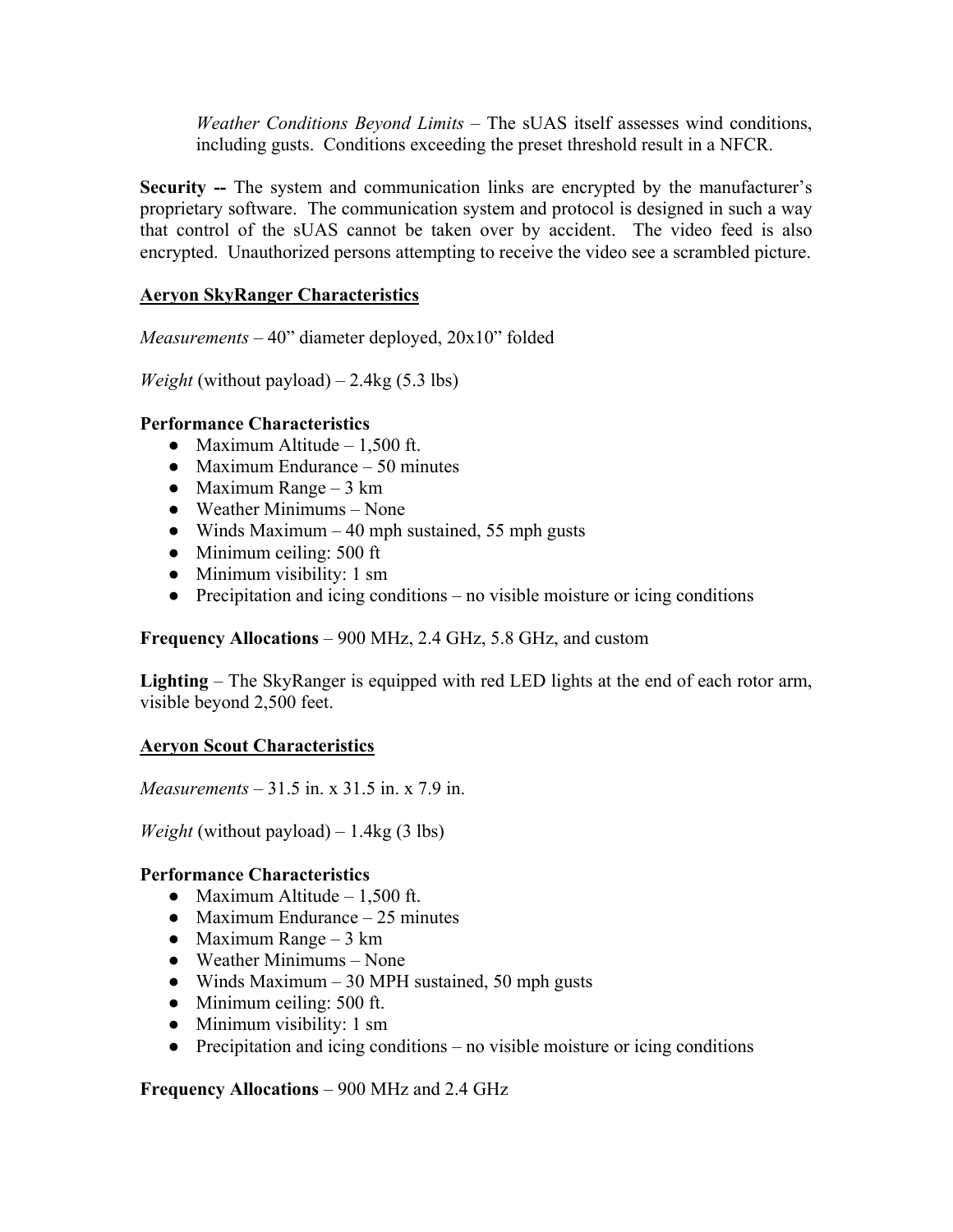*Weather Conditions Beyond Limits* – The sUAS itself assesses wind conditions, including gusts. Conditions exceeding the preset threshold result in a NFCR.

**Security --** The system and communication links are encrypted by the manufacturer's proprietary software. The communication system and protocol is designed in such a way that control of the sUAS cannot be taken over by accident. The video feed is also encrypted. Unauthorized persons attempting to receive the video see a scrambled picture.

**Aeryon SkyRanger Characteristics**

*Measurements* – 40" diameter deployed, 20x10" folded

*Weight* (without payload) – 2.4kg (5.3 lbs)

**Performance Characteristics**

- Maximum Altitude – 1,500 ft.
- Maximum Endurance – 50 minutes
- Maximum Range – 3 km
- Weather Minimums – None
- Winds Maximum – 40 mph sustained, 55 mph gusts
- Minimum ceiling: 500 ft
- Minimum visibility: 1 sm
- Precipitation and icing conditions – no visible moisture or icing conditions

**Frequency Allocations** – 900 MHz, 2.4 GHz, 5.8 GHz, and custom

**Lighting** – The SkyRanger is equipped with red LED lights at the end of each rotor arm, visible beyond 2,500 feet.

**Aeryon Scout Characteristics**

*Measurements* – 31.5 in. x 31.5 in. x 7.9 in.

*Weight* (without payload) – 1.4kg (3 lbs)

**Performance Characteristics**

- Maximum Altitude – 1,500 ft.
- Maximum Endurance – 25 minutes
- Maximum Range – 3 km
- Weather Minimums – None
- Winds Maximum – 30 MPH sustained, 50 mph gusts
- Minimum ceiling: 500 ft.
- Minimum visibility: 1 sm
- Precipitation and icing conditions – no visible moisture or icing conditions

**Frequency Allocations** – 900 MHz and 2.4 GHz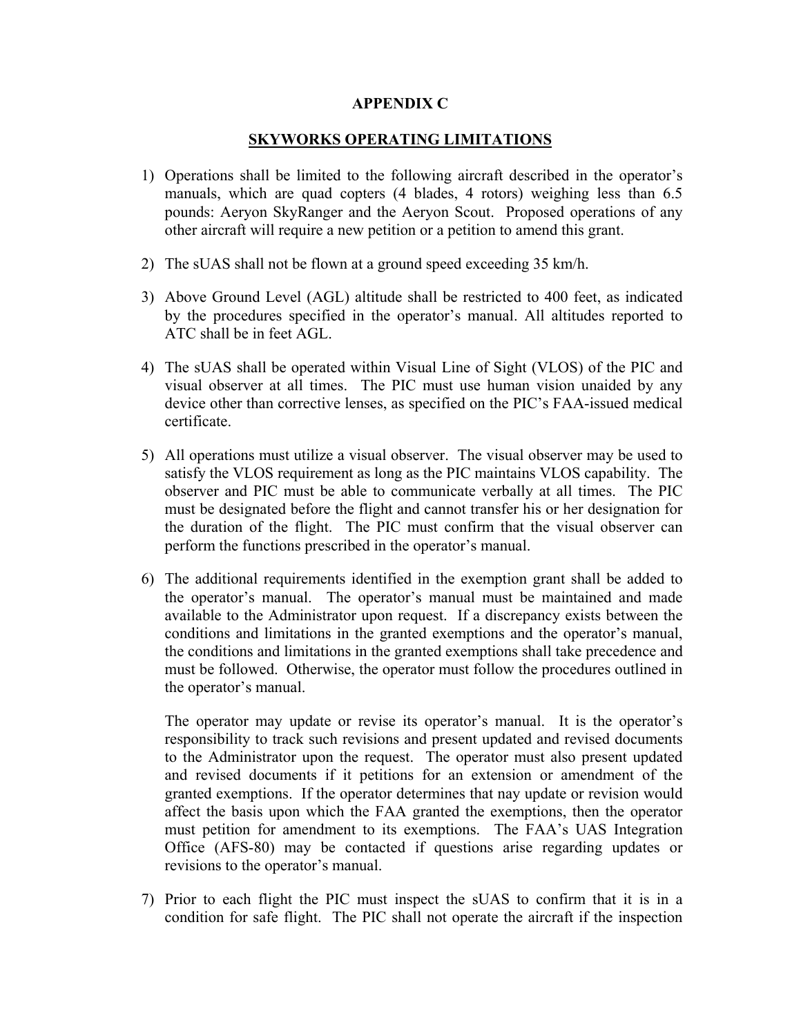**APPENDIX C**

**SKYWORKS OPERATING LIMITATIONS**

1) Operations shall be limited to the following aircraft described in the operator's manuals, which are quad copters (4 blades, 4 rotors) weighing less than 6.5 pounds: Aeryon SkyRanger and the Aeryon Scout. Proposed operations of any other aircraft will require a new petition or a petition to amend this grant.

2) The sUAS shall not be flown at a ground speed exceeding 35 km/h.

3) Above Ground Level (AGL) altitude shall be restricted to 400 feet, as indicated by the procedures specified in the operator's manual. All altitudes reported to ATC shall be in feet AGL.

4) The sUAS shall be operated within Visual Line of Sight (VLOS) of the PIC and visual observer at all times. The PIC must use human vision unaided by any device other than corrective lenses, as specified on the PIC's FAA-issued medical certificate.

5) All operations must utilize a visual observer. The visual observer may be used to satisfy the VLOS requirement as long as the PIC maintains VLOS capability. The observer and PIC must be able to communicate verbally at all times. The PIC must be designated before the flight and cannot transfer his or her designation for the duration of the flight. The PIC must confirm that the visual observer can perform the functions prescribed in the operator's manual.

6) The additional requirements identified in the exemption grant shall be added to the operator's manual. The operator's manual must be maintained and made available to the Administrator upon request. If a discrepancy exists between the conditions and limitations in the granted exemptions and the operator's manual, the conditions and limitations in the granted exemptions shall take precedence and must be followed. Otherwise, the operator must follow the procedures outlined in the operator's manual.

   The operator may update or revise its operator's manual. It is the operator's responsibility to track such revisions and present updated and revised documents to the Administrator upon the request. The operator must also present updated and revised documents if it petitions for an extension or amendment of the granted exemptions. If the operator determines that nay update or revision would affect the basis upon which the FAA granted the exemptions, then the operator must petition for amendment to its exemptions. The FAA's UAS Integration Office (AFS-80) may be contacted if questions arise regarding updates or revisions to the operator's manual.

7) Prior to each flight the PIC must inspect the sUAS to confirm that it is in a condition for safe flight. The PIC shall not operate the aircraft if the inspection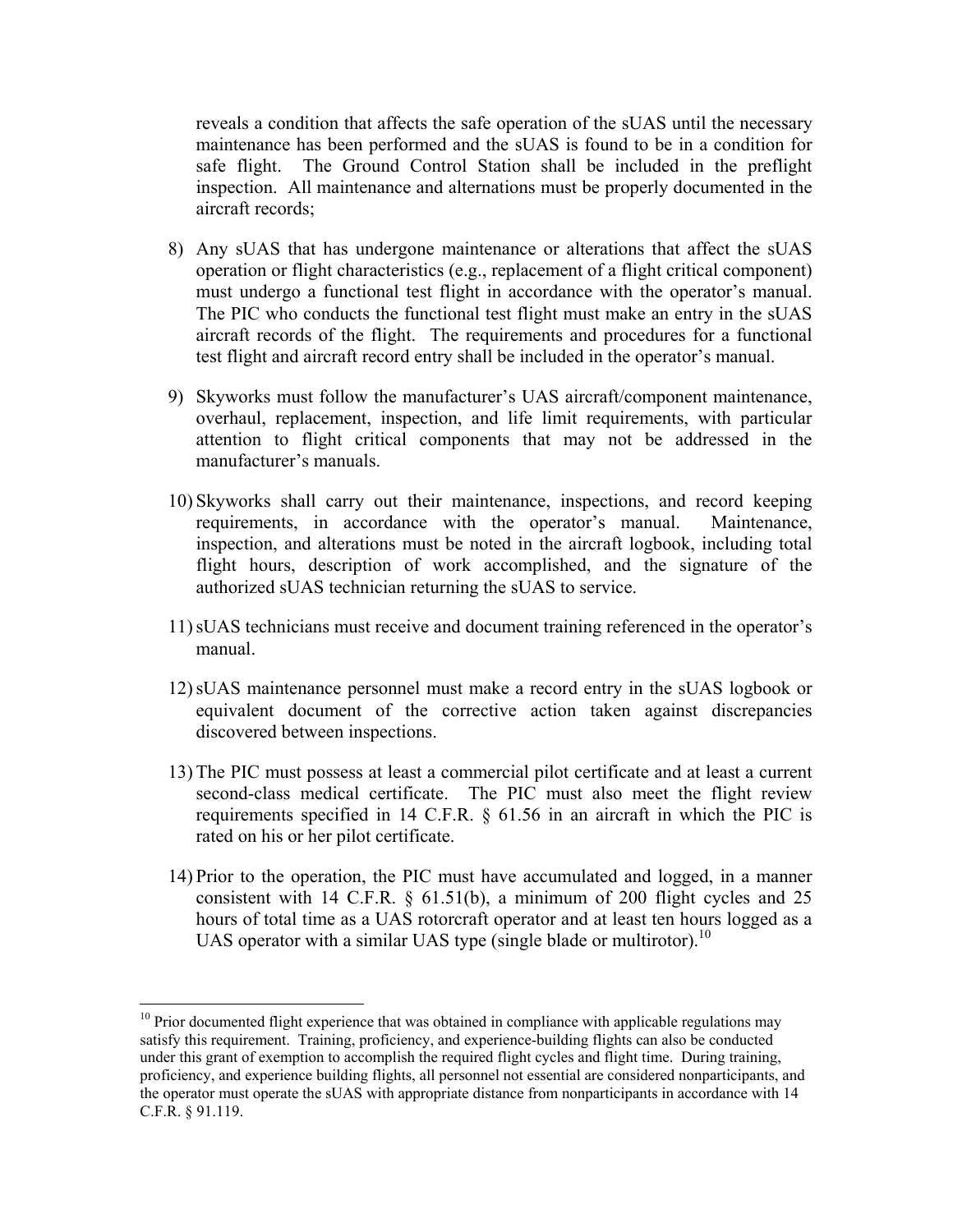reveals a condition that affects the safe operation of the sUAS until the necessary maintenance has been performed and the sUAS is found to be in a condition for safe flight. The Ground Control Station shall be included in the preflight inspection. All maintenance and alternations must be properly documented in the aircraft records;

8) Any sUAS that has undergone maintenance or alterations that affect the sUAS operation or flight characteristics (e.g., replacement of a flight critical component) must undergo a functional test flight in accordance with the operator's manual. The PIC who conducts the functional test flight must make an entry in the sUAS aircraft records of the flight. The requirements and procedures for a functional test flight and aircraft record entry shall be included in the operator's manual.

9) Skyworks must follow the manufacturer's UAS aircraft/component maintenance, overhaul, replacement, inspection, and life limit requirements, with particular attention to flight critical components that may not be addressed in the manufacturer's manuals.

10) Skyworks shall carry out their maintenance, inspections, and record keeping requirements, in accordance with the operator's manual. Maintenance, inspection, and alterations must be noted in the aircraft logbook, including total flight hours, description of work accomplished, and the signature of the authorized sUAS technician returning the sUAS to service.

11) sUAS technicians must receive and document training referenced in the operator's manual.

12) sUAS maintenance personnel must make a record entry in the sUAS logbook or equivalent document of the corrective action taken against discrepancies discovered between inspections.

13) The PIC must possess at least a commercial pilot certificate and at least a current second-class medical certificate. The PIC must also meet the flight review requirements specified in 14 C.F.R. § 61.56 in an aircraft in which the PIC is rated on his or her pilot certificate.

14) Prior to the operation, the PIC must have accumulated and logged, in a manner consistent with 14 C.F.R. § 61.51(b), a minimum of 200 flight cycles and 25 hours of total time as a UAS rotorcraft operator and at least ten hours logged as a UAS operator with a similar UAS type (single blade or multirotor).[10]

[10] Prior documented flight experience that was obtained in compliance with applicable regulations may satisfy this requirement. Training, proficiency, and experience-building flights can also be conducted under this grant of exemption to accomplish the required flight cycles and flight time. During training, proficiency, and experience building flights, all personnel not essential are considered nonparticipants, and the operator must operate the sUAS with appropriate distance from nonparticipants in accordance with 14 C.F.R. § 91.119.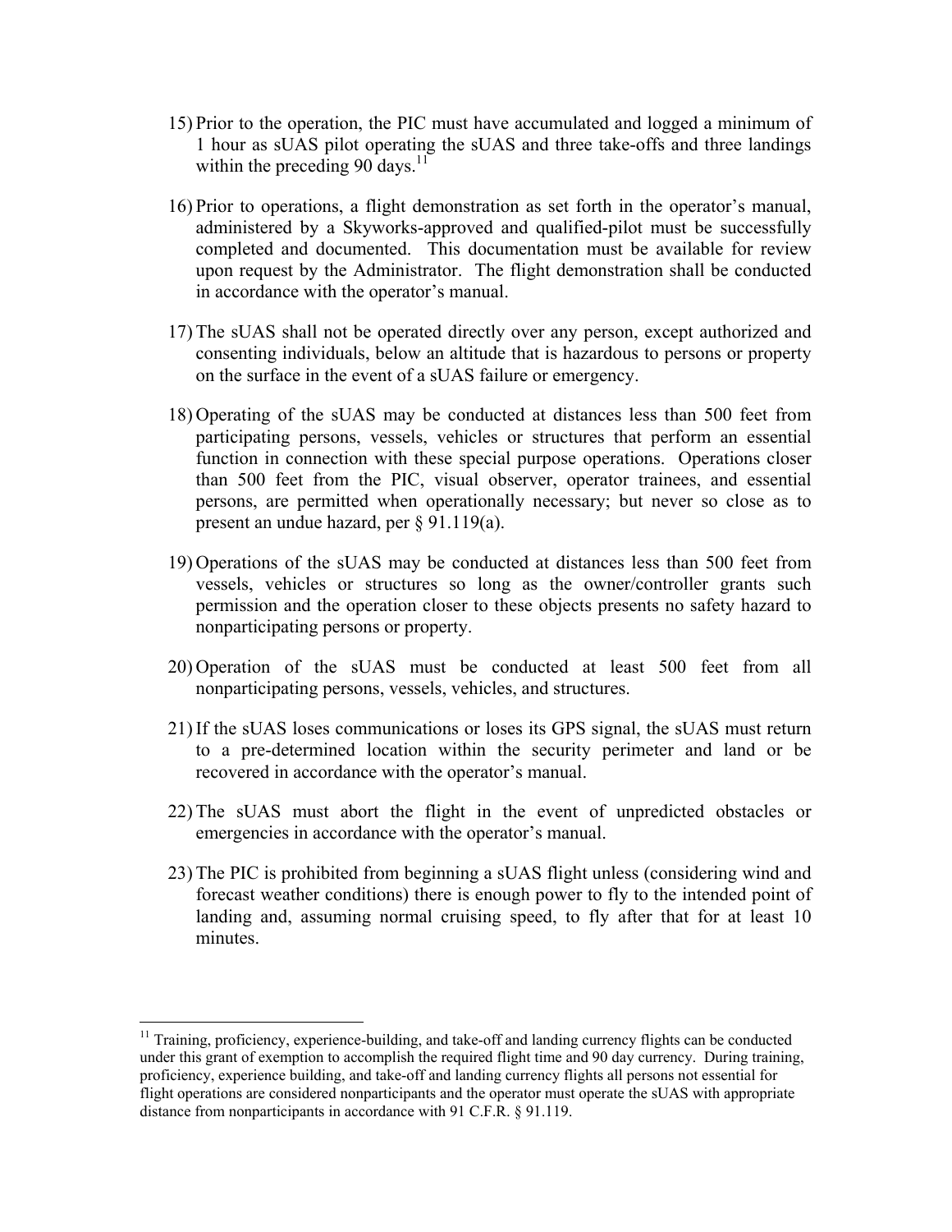15) Prior to the operation, the PIC must have accumulated and logged a minimum of 1 hour as sUAS pilot operating the sUAS and three take-offs and three landings within the preceding 90 days.[11]

16) Prior to operations, a flight demonstration as set forth in the operator's manual, administered by a Skyworks-approved and qualified-pilot must be successfully completed and documented. This documentation must be available for review upon request by the Administrator. The flight demonstration shall be conducted in accordance with the operator's manual.

17) The sUAS shall not be operated directly over any person, except authorized and consenting individuals, below an altitude that is hazardous to persons or property on the surface in the event of a sUAS failure or emergency.

18) Operating of the sUAS may be conducted at distances less than 500 feet from participating persons, vessels, vehicles or structures that perform an essential function in connection with these special purpose operations. Operations closer than 500 feet from the PIC, visual observer, operator trainees, and essential persons, are permitted when operationally necessary; but never so close as to present an undue hazard, per § 91.119(a).

19) Operations of the sUAS may be conducted at distances less than 500 feet from vessels, vehicles or structures so long as the owner/controller grants such permission and the operation closer to these objects presents no safety hazard to nonparticipating persons or property.

20) Operation of the sUAS must be conducted at least 500 feet from all nonparticipating persons, vessels, vehicles, and structures.

21) If the sUAS loses communications or loses its GPS signal, the sUAS must return to a pre-determined location within the security perimeter and land or be recovered in accordance with the operator's manual.

22) The sUAS must abort the flight in the event of unpredicted obstacles or emergencies in accordance with the operator's manual.

23) The PIC is prohibited from beginning a sUAS flight unless (considering wind and forecast weather conditions) there is enough power to fly to the intended point of landing and, assuming normal cruising speed, to fly after that for at least 10 minutes.

---

[11] Training, proficiency, experience-building, and take-off and landing currency flights can be conducted under this grant of exemption to accomplish the required flight time and 90 day currency. During training, proficiency, experience building, and take-off and landing currency flights all persons not essential for flight operations are considered nonparticipants and the operator must operate the sUAS with appropriate distance from nonparticipants in accordance with 91 C.F.R. § 91.119.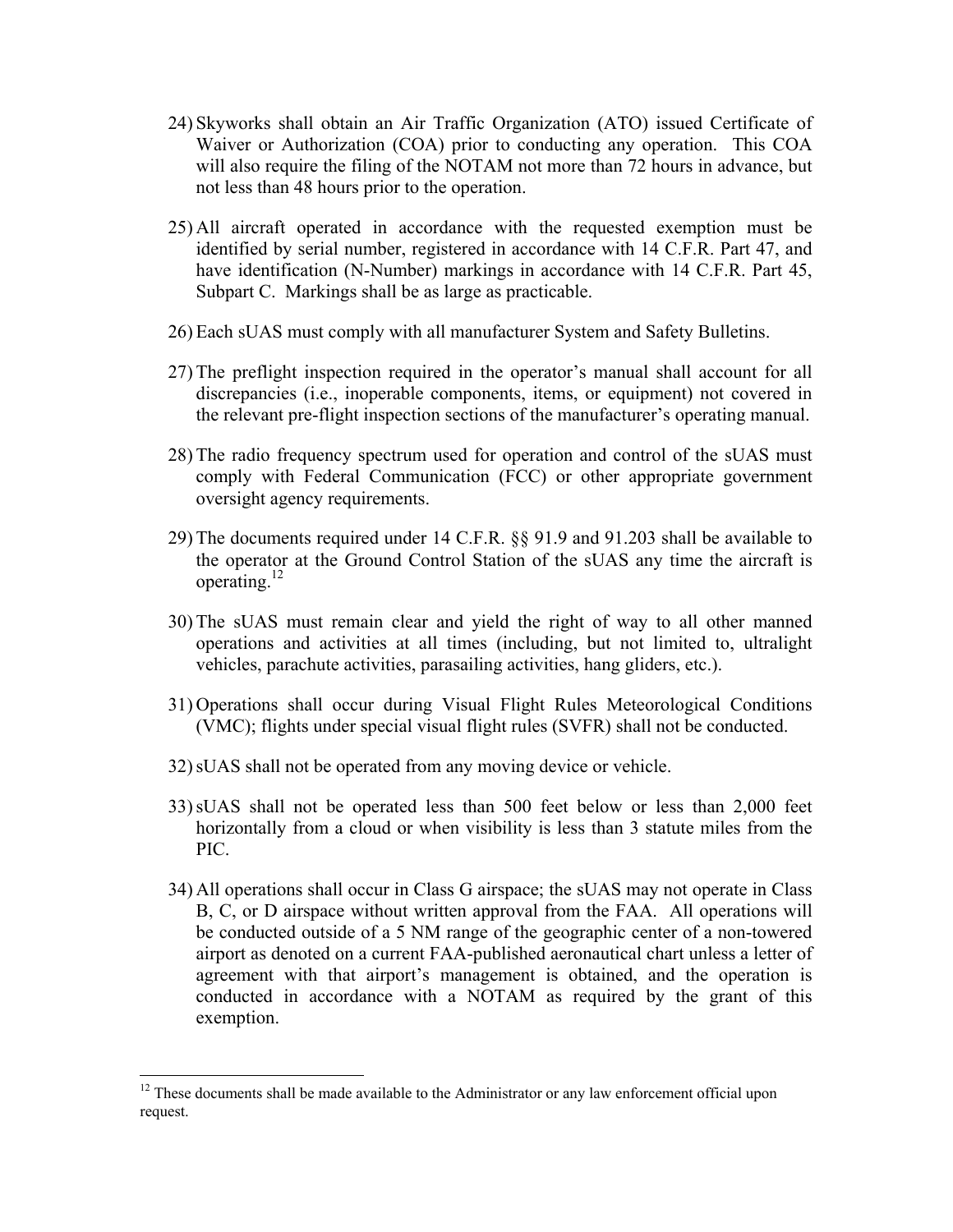24) Skyworks shall obtain an Air Traffic Organization (ATO) issued Certificate of Waiver or Authorization (COA) prior to conducting any operation. This COA will also require the filing of the NOTAM not more than 72 hours in advance, but not less than 48 hours prior to the operation.

25) All aircraft operated in accordance with the requested exemption must be identified by serial number, registered in accordance with 14 C.F.R. Part 47, and have identification (N-Number) markings in accordance with 14 C.F.R. Part 45, Subpart C. Markings shall be as large as practicable.

26) Each sUAS must comply with all manufacturer System and Safety Bulletins.

27) The preflight inspection required in the operator's manual shall account for all discrepancies (i.e., inoperable components, items, or equipment) not covered in the relevant pre-flight inspection sections of the manufacturer's operating manual.

28) The radio frequency spectrum used for operation and control of the sUAS must comply with Federal Communication (FCC) or other appropriate government oversight agency requirements.

29) The documents required under 14 C.F.R. §§ 91.9 and 91.203 shall be available to the operator at the Ground Control Station of the sUAS any time the aircraft is operating.[12]

30) The sUAS must remain clear and yield the right of way to all other manned operations and activities at all times (including, but not limited to, ultralight vehicles, parachute activities, parasailing activities, hang gliders, etc.).

31) Operations shall occur during Visual Flight Rules Meteorological Conditions (VMC); flights under special visual flight rules (SVFR) shall not be conducted.

32) sUAS shall not be operated from any moving device or vehicle.

33) sUAS shall not be operated less than 500 feet below or less than 2,000 feet horizontally from a cloud or when visibility is less than 3 statute miles from the PIC.

34) All operations shall occur in Class G airspace; the sUAS may not operate in Class B, C, or D airspace without written approval from the FAA. All operations will be conducted outside of a 5 NM range of the geographic center of a non-towered airport as denoted on a current FAA-published aeronautical chart unless a letter of agreement with that airport's management is obtained, and the operation is conducted in accordance with a NOTAM as required by the grant of this exemption.

---

[12] These documents shall be made available to the Administrator or any law enforcement official upon request.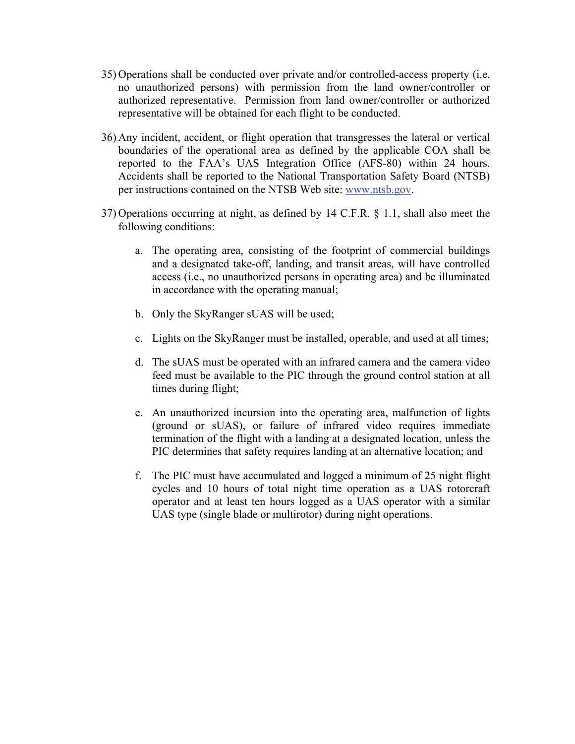35) Operations shall be conducted over private and/or controlled-access property (i.e. no unauthorized persons) with permission from the land owner/controller or authorized representative. Permission from land owner/controller or authorized representative will be obtained for each flight to be conducted.

36) Any incident, accident, or flight operation that transgresses the lateral or vertical boundaries of the operational area as defined by the applicable COA shall be reported to the FAA's UAS Integration Office (AFS-80) within 24 hours. Accidents shall be reported to the National Transportation Safety Board (NTSB) per instructions contained on the NTSB Web site: www.ntsb.gov.

37) Operations occurring at night, as defined by 14 C.F.R. § 1.1, shall also meet the following conditions:

    a. The operating area, consisting of the footprint of commercial buildings and a designated take-off, landing, and transit areas, will have controlled access (i.e., no unauthorized persons in operating area) and be illuminated in accordance with the operating manual;

    b. Only the SkyRanger sUAS will be used;

    c. Lights on the SkyRanger must be installed, operable, and used at all times;

    d. The sUAS must be operated with an infrared camera and the camera video feed must be available to the PIC through the ground control station at all times during flight;

    e. An unauthorized incursion into the operating area, malfunction of lights (ground or sUAS), or failure of infrared video requires immediate termination of the flight with a landing at a designated location, unless the PIC determines that safety requires landing at an alternative location; and

    f. The PIC must have accumulated and logged a minimum of 25 night flight cycles and 10 hours of total night time operation as a UAS rotorcraft operator and at least ten hours logged as a UAS operator with a similar UAS type (single blade or multirotor) during night operations.